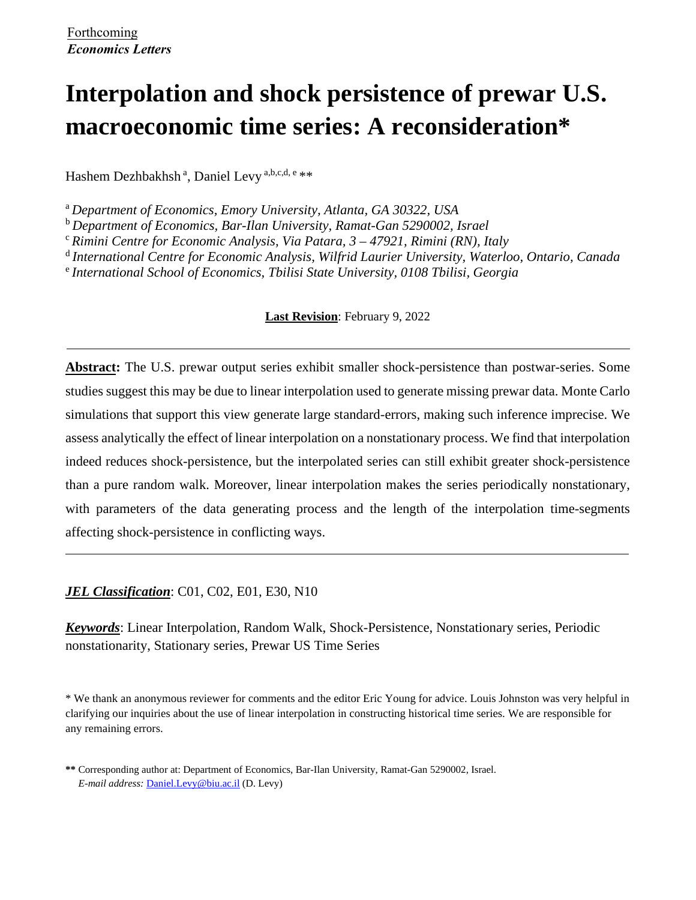Forthcoming
***Economics Letters***

# Interpolation and shock persistence of prewar U.S. macroeconomic time series: A reconsideration*

Hashem Dezhbakhsh [a], Daniel Levy [a,b,c,d, e] **

[a] *Department of Economics, Emory University, Atlanta, GA 30322, USA*
[b] *Department of Economics, Bar-Ilan University, Ramat-Gan 5290002, Israel*
[c] *Rimini Centre for Economic Analysis, Via Patara, 3 – 47921, Rimini (RN), Italy*
[d] *International Centre for Economic Analysis, Wilfrid Laurier University, Waterloo, Ontario, Canada*
[e] *International School of Economics, Tbilisi State University, 0108 Tbilisi, Georgia*

**Last Revision**: February 9, 2022

---

**Abstract:** The U.S. prewar output series exhibit smaller shock-persistence than postwar-series. Some studies suggest this may be due to linear interpolation used to generate missing prewar data. Monte Carlo simulations that support this view generate large standard-errors, making such inference imprecise. We assess analytically the effect of linear interpolation on a nonstationary process. We find that interpolation indeed reduces shock-persistence, but the interpolated series can still exhibit greater shock-persistence than a pure random walk. Moreover, linear interpolation makes the series periodically nonstationary, with parameters of the data generating process and the length of the interpolation time-segments affecting shock-persistence in conflicting ways.

---

***JEL Classification***: C01, C02, E01, E30, N10

***Keywords***: Linear Interpolation, Random Walk, Shock-Persistence, Nonstationary series, Periodic nonstationarity, Stationary series, Prewar US Time Series

\* We thank an anonymous reviewer for comments and the editor Eric Young for advice. Louis Johnston was very helpful in clarifying our inquiries about the use of linear interpolation in constructing historical time series. We are responsible for any remaining errors.

**\*\*** Corresponding author at: Department of Economics, Bar-Ilan University, Ramat-Gan 5290002, Israel.
*E-mail address:* Daniel.Levy@biu.ac.il (D. Levy)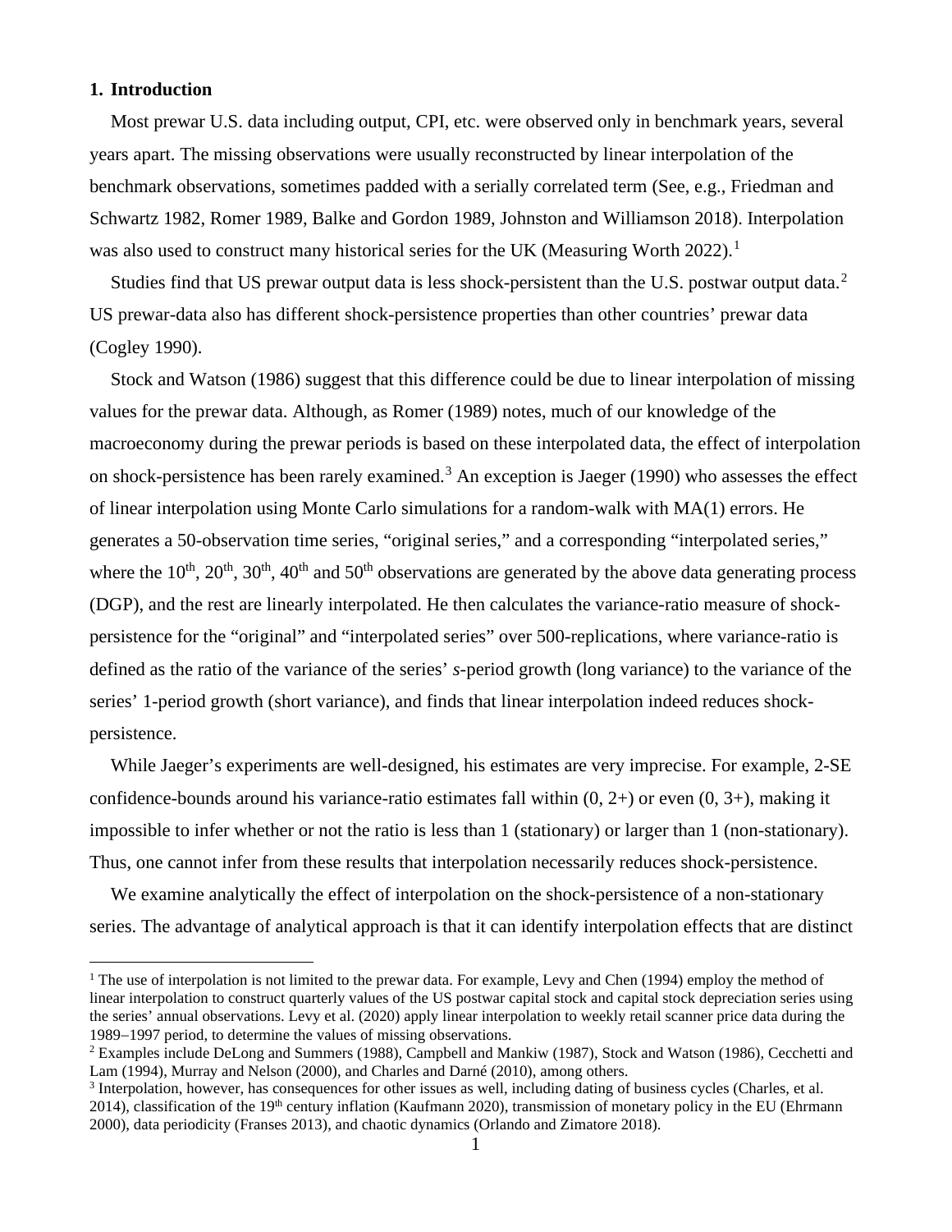## 1. Introduction

Most prewar U.S. data including output, CPI, etc. were observed only in benchmark years, several years apart. The missing observations were usually reconstructed by linear interpolation of the benchmark observations, sometimes padded with a serially correlated term (See, e.g., Friedman and Schwartz 1982, Romer 1989, Balke and Gordon 1989, Johnston and Williamson 2018). Interpolation was also used to construct many historical series for the UK (Measuring Worth 2022).[1]

Studies find that US prewar output data is less shock-persistent than the U.S. postwar output data.[2] US prewar-data also has different shock-persistence properties than other countries' prewar data (Cogley 1990).

Stock and Watson (1986) suggest that this difference could be due to linear interpolation of missing values for the prewar data. Although, as Romer (1989) notes, much of our knowledge of the macroeconomy during the prewar periods is based on these interpolated data, the effect of interpolation on shock-persistence has been rarely examined.[3] An exception is Jaeger (1990) who assesses the effect of linear interpolation using Monte Carlo simulations for a random-walk with MA(1) errors. He generates a 50-observation time series, "original series," and a corresponding "interpolated series," where the 10th, 20th, 30th, 40th and 50th observations are generated by the above data generating process (DGP), and the rest are linearly interpolated. He then calculates the variance-ratio measure of shock-persistence for the "original" and "interpolated series" over 500-replications, where variance-ratio is defined as the ratio of the variance of the series' *s*-period growth (long variance) to the variance of the series' 1-period growth (short variance), and finds that linear interpolation indeed reduces shock-persistence.

While Jaeger's experiments are well-designed, his estimates are very imprecise. For example, 2-SE confidence-bounds around his variance-ratio estimates fall within (0, 2+) or even (0, 3+), making it impossible to infer whether or not the ratio is less than 1 (stationary) or larger than 1 (non-stationary). Thus, one cannot infer from these results that interpolation necessarily reduces shock-persistence.

We examine analytically the effect of interpolation on the shock-persistence of a non-stationary series. The advantage of analytical approach is that it can identify interpolation effects that are distinct

---

[1] The use of interpolation is not limited to the prewar data. For example, Levy and Chen (1994) employ the method of linear interpolation to construct quarterly values of the US postwar capital stock and capital stock depreciation series using the series' annual observations. Levy et al. (2020) apply linear interpolation to weekly retail scanner price data during the 1989–1997 period, to determine the values of missing observations.

[2] Examples include DeLong and Summers (1988), Campbell and Mankiw (1987), Stock and Watson (1986), Cecchetti and Lam (1994), Murray and Nelson (2000), and Charles and Darné (2010), among others.

[3] Interpolation, however, has consequences for other issues as well, including dating of business cycles (Charles, et al. 2014), classification of the 19th century inflation (Kaufmann 2020), transmission of monetary policy in the EU (Ehrmann 2000), data periodicity (Franses 2013), and chaotic dynamics (Orlando and Zimatore 2018).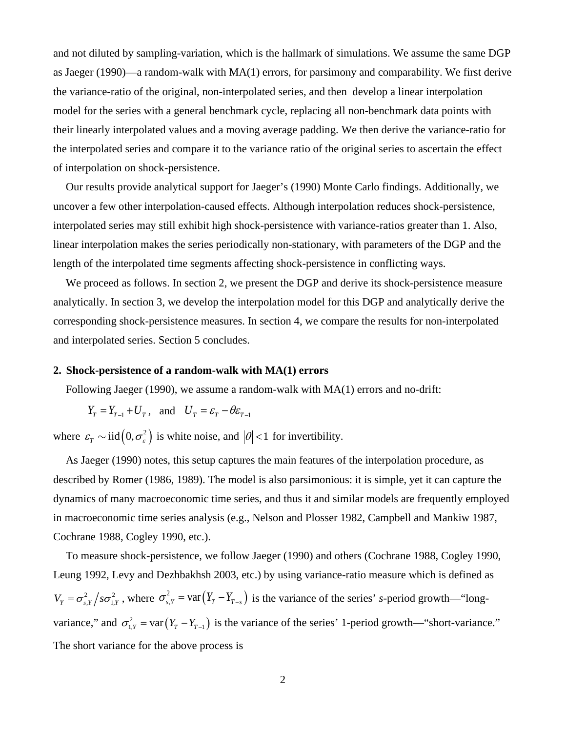and not diluted by sampling-variation, which is the hallmark of simulations. We assume the same DGP as Jaeger (1990)—a random-walk with MA(1) errors, for parsimony and comparability. We first derive the variance-ratio of the original, non-interpolated series, and then develop a linear interpolation model for the series with a general benchmark cycle, replacing all non-benchmark data points with their linearly interpolated values and a moving average padding. We then derive the variance-ratio for the interpolated series and compare it to the variance ratio of the original series to ascertain the effect of interpolation on shock-persistence.

Our results provide analytical support for Jaeger's (1990) Monte Carlo findings. Additionally, we uncover a few other interpolation-caused effects. Although interpolation reduces shock-persistence, interpolated series may still exhibit high shock-persistence with variance-ratios greater than 1. Also, linear interpolation makes the series periodically non-stationary, with parameters of the DGP and the length of the interpolated time segments affecting shock-persistence in conflicting ways.

We proceed as follows. In section 2, we present the DGP and derive its shock-persistence measure analytically. In section 3, we develop the interpolation model for this DGP and analytically derive the corresponding shock-persistence measures. In section 4, we compare the results for non-interpolated and interpolated series. Section 5 concludes.

## 2. Shock-persistence of a random-walk with MA(1) errors

Following Jaeger (1990), we assume a random-walk with MA(1) errors and no-drift:

$$Y_T = Y_{T-1} + U_T \,, \quad \text{and} \quad U_T = \varepsilon_T - \theta\varepsilon_{T-1}$$

where $\varepsilon_T \sim \text{iid}\left(0, \sigma_\varepsilon^2\right)$ is white noise, and $|\theta| < 1$ for invertibility.

As Jaeger (1990) notes, this setup captures the main features of the interpolation procedure, as described by Romer (1986, 1989). The model is also parsimonious: it is simple, yet it can capture the dynamics of many macroeconomic time series, and thus it and similar models are frequently employed in macroeconomic time series analysis (e.g., Nelson and Plosser 1982, Campbell and Mankiw 1987, Cochrane 1988, Cogley 1990, etc.).

To measure shock-persistence, we follow Jaeger (1990) and others (Cochrane 1988, Cogley 1990, Leung 1992, Levy and Dezhbakhsh 2003, etc.) by using variance-ratio measure which is defined as $V_Y = \sigma_{s,Y}^2 / s\sigma_{1,Y}^2$, where $\sigma_{s,Y}^2 = \text{var}\left(Y_T - Y_{T-s}\right)$ is the variance of the series' *s*-period growth—"long-variance," and $\sigma_{1,Y}^2 = \text{var}\left(Y_T - Y_{T-1}\right)$ is the variance of the series' 1-period growth—"short-variance." The short variance for the above process is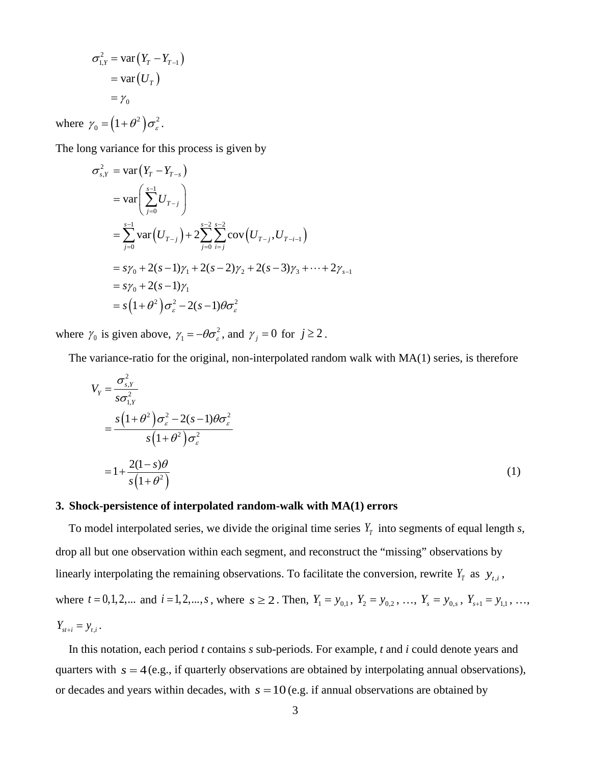$$
\begin{aligned}
\sigma_{1,Y}^2 &= \text{var}\left(Y_T - Y_{T-1}\right) \\
&= \text{var}\left(U_T\right) \\
&= \gamma_0
\end{aligned}
$$

where $\gamma_0 = \left(1+\theta^2\right)\sigma_\varepsilon^2$.

The long variance for this process is given by

$$
\begin{aligned}
\sigma_{s,Y}^2 &= \text{var}\left(Y_T - Y_{T-s}\right) \\
&= \text{var}\left(\sum_{j=0}^{s-1} U_{T-j}\right) \\
&= \sum_{j=0}^{s-1} \text{var}\left(U_{T-j}\right) + 2\sum_{j=0}^{s-2}\sum_{i=j}^{s-2} \text{cov}\left(U_{T-j}, U_{T-i-1}\right) \\
&= s\gamma_0 + 2(s-1)\gamma_1 + 2(s-2)\gamma_2 + 2(s-3)\gamma_3 + \cdots + 2\gamma_{s-1} \\
&= s\gamma_0 + 2(s-1)\gamma_1 \\
&= s\left(1+\theta^2\right)\sigma_\varepsilon^2 - 2(s-1)\theta\sigma_\varepsilon^2
\end{aligned}
$$

where $\gamma_0$ is given above, $\gamma_1 = -\theta\sigma_\varepsilon^2$, and $\gamma_j = 0$ for $j \geq 2$.

The variance-ratio for the original, non-interpolated random walk with MA(1) series, is therefore

$$
\begin{aligned}
V_Y &= \frac{\sigma_{s,Y}^2}{s\sigma_{1,Y}^2} \\
&= \frac{s\left(1+\theta^2\right)\sigma_\varepsilon^2 - 2(s-1)\theta\sigma_\varepsilon^2}{s\left(1+\theta^2\right)\sigma_\varepsilon^2} \\
&= 1 + \frac{2(1-s)\theta}{s\left(1+\theta^2\right)} \qquad (1)
\end{aligned}
$$

### 3. Shock-persistence of interpolated random-walk with MA(1) errors

To model interpolated series, we divide the original time series $Y_T$ into segments of equal length *s*, drop all but one observation within each segment, and reconstruct the "missing" observations by linearly interpolating the remaining observations. To facilitate the conversion, rewrite $Y_T$ as $y_{t,i}$, where $t = 0,1,2,...$ and $i = 1,2,...,s$, where $s \geq 2$. Then, $Y_1 = y_{0,1}$, $Y_2 = y_{0,2}$, …, $Y_s = y_{0,s}$, $Y_{s+1} = y_{1,1}$, …, $Y_{st+i} = y_{t,i}$.

In this notation, each period *t* contains *s* sub-periods. For example, *t* and *i* could denote years and quarters with $s = 4$ (e.g., if quarterly observations are obtained by interpolating annual observations), or decades and years within decades, with $s = 10$ (e.g. if annual observations are obtained by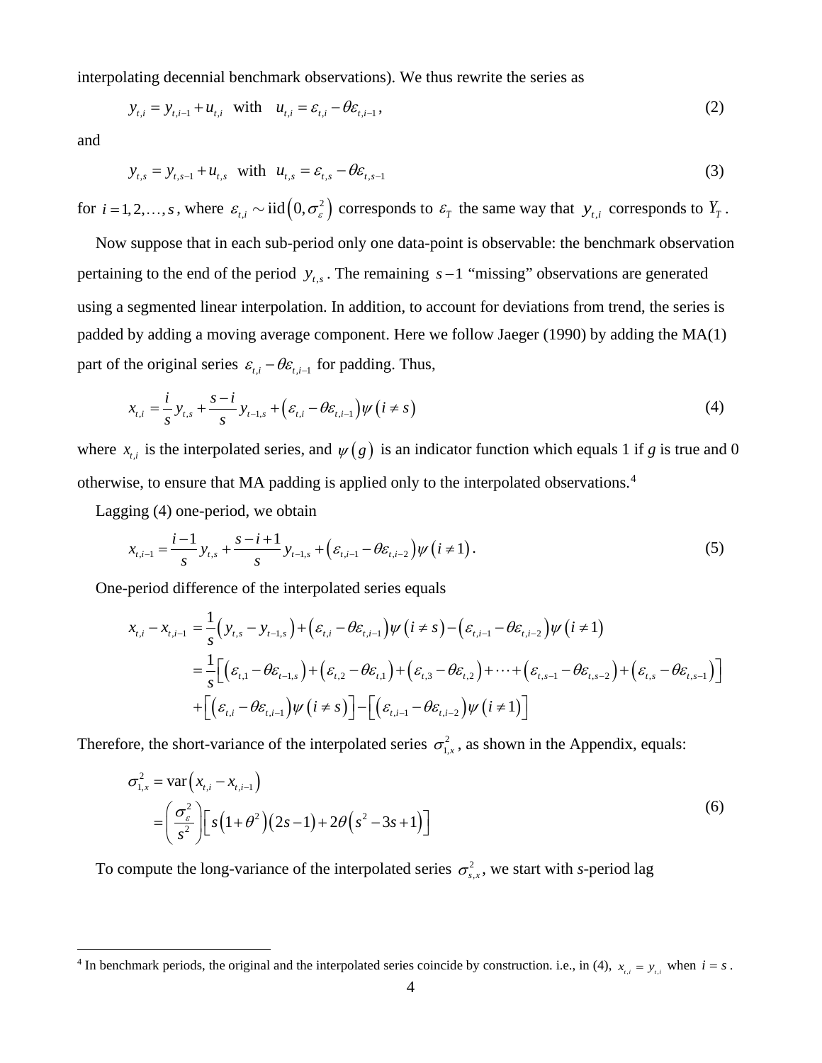interpolating decennial benchmark observations). We thus rewrite the series as

$$y_{t,i} = y_{t,i-1} + u_{t,i} \quad \text{with} \quad u_{t,i} = \varepsilon_{t,i} - \theta\varepsilon_{t,i-1}, \tag{2}$$

and

$$y_{t,s} = y_{t,s-1} + u_{t,s} \quad \text{with} \quad u_{t,s} = \varepsilon_{t,s} - \theta\varepsilon_{t,s-1} \tag{3}$$

for $i = 1, 2, \ldots, s$, where $\varepsilon_{t,i} \sim \text{iid}\left(0, \sigma_{\varepsilon}^2\right)$ corresponds to $\varepsilon_T$ the same way that $y_{t,i}$ corresponds to $Y_T$.

Now suppose that in each sub-period only one data-point is observable: the benchmark observation pertaining to the end of the period $y_{t,s}$. The remaining $s-1$ "missing" observations are generated using a segmented linear interpolation. In addition, to account for deviations from trend, the series is padded by adding a moving average component. Here we follow Jaeger (1990) by adding the MA(1) part of the original series $\varepsilon_{t,i} - \theta\varepsilon_{t,i-1}$ for padding. Thus,

$$x_{t,i} = \frac{i}{s} y_{t,s} + \frac{s-i}{s} y_{t-1,s} + \left(\varepsilon_{t,i} - \theta\varepsilon_{t,i-1}\right)\psi\left(i \neq s\right) \tag{4}$$

where $x_{t,i}$ is the interpolated series, and $\psi\left(g\right)$ is an indicator function which equals 1 if *g* is true and 0 otherwise, to ensure that MA padding is applied only to the interpolated observations.[4]

Lagging (4) one-period, we obtain

$$x_{t,i-1} = \frac{i-1}{s} y_{t,s} + \frac{s-i+1}{s} y_{t-1,s} + \left(\varepsilon_{t,i-1} - \theta\varepsilon_{t,i-2}\right)\psi\left(i \neq 1\right). \tag{5}$$

One-period difference of the interpolated series equals

$$\begin{aligned}
x_{t,i} - x_{t,i-1} &= \frac{1}{s}\left(y_{t,s} - y_{t-1,s}\right) + \left(\varepsilon_{t,i} - \theta\varepsilon_{t,i-1}\right)\psi\left(i \neq s\right) - \left(\varepsilon_{t,i-1} - \theta\varepsilon_{t,i-2}\right)\psi\left(i \neq 1\right) \\
&= \frac{1}{s}\left[\left(\varepsilon_{t,1} - \theta\varepsilon_{t-1,s}\right) + \left(\varepsilon_{t,2} - \theta\varepsilon_{t,1}\right) + \left(\varepsilon_{t,3} - \theta\varepsilon_{t,2}\right) + \cdots + \left(\varepsilon_{t,s-1} - \theta\varepsilon_{t,s-2}\right) + \left(\varepsilon_{t,s} - \theta\varepsilon_{t,s-1}\right)\right] \\
&\quad + \left[\left(\varepsilon_{t,i} - \theta\varepsilon_{t,i-1}\right)\psi\left(i \neq s\right)\right] - \left[\left(\varepsilon_{t,i-1} - \theta\varepsilon_{t,i-2}\right)\psi\left(i \neq 1\right)\right]
\end{aligned}$$

Therefore, the short-variance of the interpolated series $\sigma_{1,x}^2$, as shown in the Appendix, equals:

$$\begin{aligned}
\sigma_{1,x}^2 &= \text{var}\left(x_{t,i} - x_{t,i-1}\right) \\
&= \left(\frac{\sigma_{\varepsilon}^2}{s^2}\right)\left[s\left(1+\theta^2\right)\left(2s-1\right) + 2\theta\left(s^2 - 3s + 1\right)\right]
\end{aligned} \tag{6}$$

To compute the long-variance of the interpolated series $\sigma_{s,x}^2$, we start with *s*-period lag

[4] In benchmark periods, the original and the interpolated series coincide by construction. i.e., in (4), $x_{t,i} = y_{t,i}$ when $i = s$.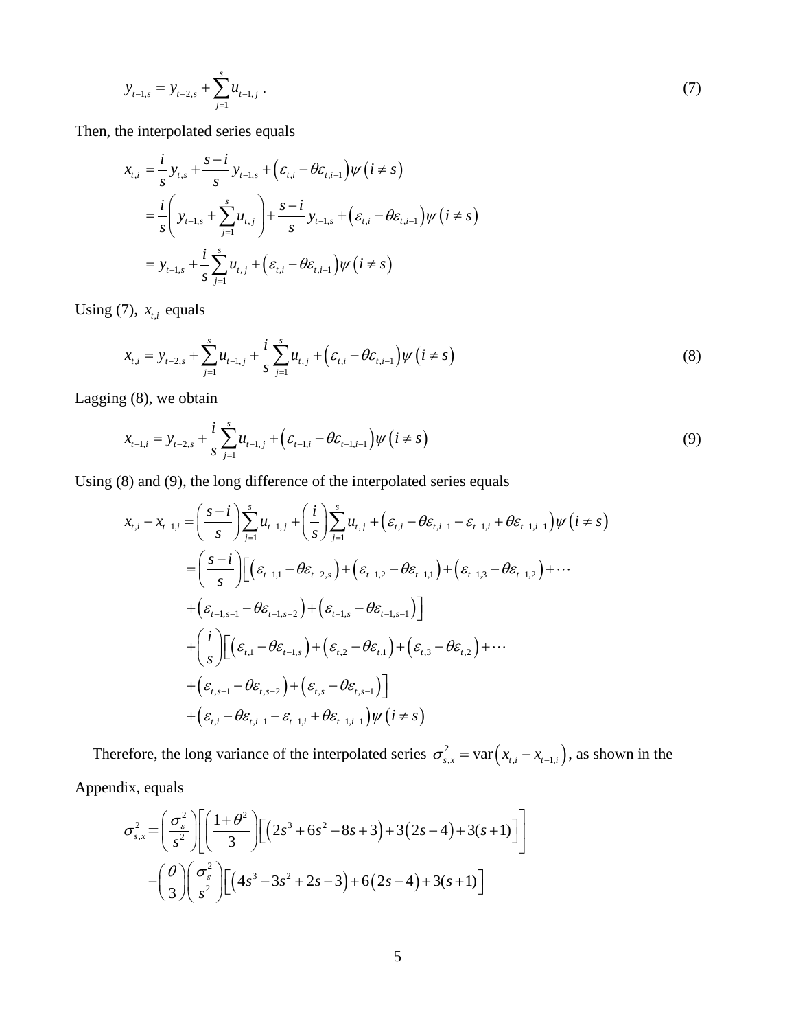$$y_{t-1,s} = y_{t-2,s} + \sum_{j=1}^{s} u_{t-1,j} \,. \tag{7}$$

Then, the interpolated series equals

$$\begin{aligned}
x_{t,i} &= \frac{i}{s} y_{t,s} + \frac{s-i}{s} y_{t-1,s} + \left(\varepsilon_{t,i} - \theta\varepsilon_{t,i-1}\right)\psi\left(i \neq s\right) \\
&= \frac{i}{s}\left( y_{t-1,s} + \sum_{j=1}^{s} u_{t,j} \right) + \frac{s-i}{s} y_{t-1,s} + \left(\varepsilon_{t,i} - \theta\varepsilon_{t,i-1}\right)\psi\left(i \neq s\right) \\
&= y_{t-1,s} + \frac{i}{s}\sum_{j=1}^{s} u_{t,j} + \left(\varepsilon_{t,i} - \theta\varepsilon_{t,i-1}\right)\psi\left(i \neq s\right)
\end{aligned}$$

Using (7), $x_{t,i}$ equals

$$x_{t,i} = y_{t-2,s} + \sum_{j=1}^{s} u_{t-1,j} + \frac{i}{s}\sum_{j=1}^{s} u_{t,j} + \left(\varepsilon_{t,i} - \theta\varepsilon_{t,i-1}\right)\psi\left(i \neq s\right) \tag{8}$$

Lagging (8), we obtain

$$x_{t-1,i} = y_{t-2,s} + \frac{i}{s}\sum_{j=1}^{s} u_{t-1,j} + \left(\varepsilon_{t-1,i} - \theta\varepsilon_{t-1,i-1}\right)\psi\left(i \neq s\right) \tag{9}$$

Using (8) and (9), the long difference of the interpolated series equals

$$\begin{aligned}
x_{t,i} - x_{t-1,i} &= \left(\frac{s-i}{s}\right)\sum_{j=1}^{s} u_{t-1,j} + \left(\frac{i}{s}\right)\sum_{j=1}^{s} u_{t,j} + \left(\varepsilon_{t,i} - \theta\varepsilon_{t,i-1} - \varepsilon_{t-1,i} + \theta\varepsilon_{t-1,i-1}\right)\psi\left(i \neq s\right) \\
&= \left(\frac{s-i}{s}\right)\Big[\left(\varepsilon_{t-1,1} - \theta\varepsilon_{t-2,s}\right) + \left(\varepsilon_{t-1,2} - \theta\varepsilon_{t-1,1}\right) + \left(\varepsilon_{t-1,3} - \theta\varepsilon_{t-1,2}\right) + \cdots \\
&\quad + \left(\varepsilon_{t-1,s-1} - \theta\varepsilon_{t-1,s-2}\right) + \left(\varepsilon_{t-1,s} - \theta\varepsilon_{t-1,s-1}\right)\Big] \\
&\quad + \left(\frac{i}{s}\right)\Big[\left(\varepsilon_{t,1} - \theta\varepsilon_{t-1,s}\right) + \left(\varepsilon_{t,2} - \theta\varepsilon_{t,1}\right) + \left(\varepsilon_{t,3} - \theta\varepsilon_{t,2}\right) + \cdots \\
&\quad + \left(\varepsilon_{t,s-1} - \theta\varepsilon_{t,s-2}\right) + \left(\varepsilon_{t,s} - \theta\varepsilon_{t,s-1}\right)\Big] \\
&\quad + \left(\varepsilon_{t,i} - \theta\varepsilon_{t,i-1} - \varepsilon_{t-1,i} + \theta\varepsilon_{t-1,i-1}\right)\psi\left(i \neq s\right)
\end{aligned}$$

Therefore, the long variance of the interpolated series $\sigma_{s,x}^2 = \mathrm{var}\left(x_{t,i} - x_{t-1,i}\right)$, as shown in the Appendix, equals

$$\begin{aligned}
\sigma_{s,x}^2 = &\left(\frac{\sigma_\varepsilon^2}{s^2}\right)\left[\left(\frac{1+\theta^2}{3}\right)\left[\left(2s^3 + 6s^2 - 8s + 3\right) + 3\left(2s-4\right) + 3(s+1)\right]\right] \\
&- \left(\frac{\theta}{3}\right)\left(\frac{\sigma_\varepsilon^2}{s^2}\right)\left[\left(4s^3 - 3s^2 + 2s - 3\right) + 6\left(2s-4\right) + 3(s+1)\right]
\end{aligned}$$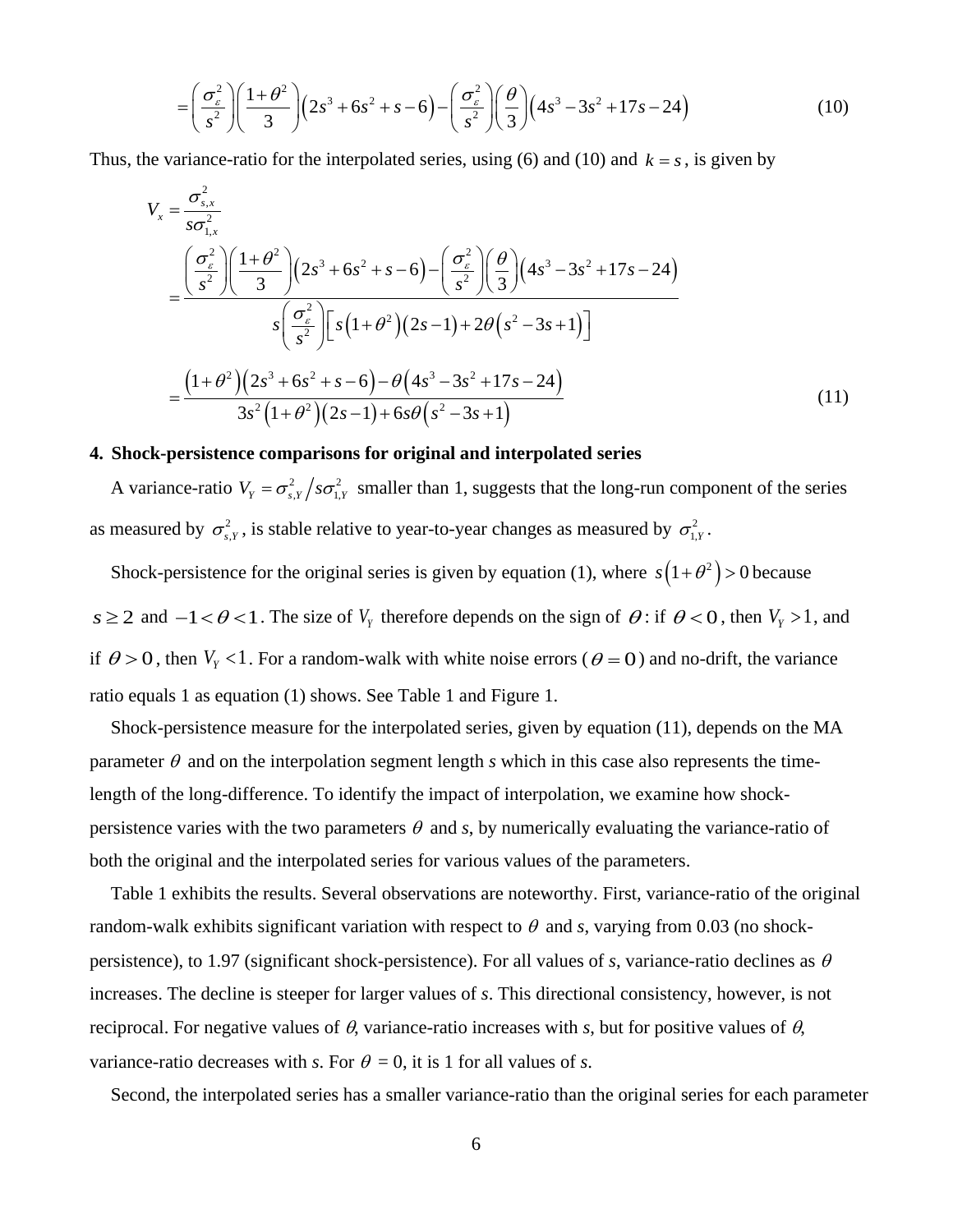$$= \left(\frac{\sigma_\varepsilon^2}{s^2}\right)\left(\frac{1+\theta^2}{3}\right)\left(2s^3+6s^2+s-6\right) - \left(\frac{\sigma_\varepsilon^2}{s^2}\right)\left(\frac{\theta}{3}\right)\left(4s^3-3s^2+17s-24\right) \tag{10}$$

Thus, the variance-ratio for the interpolated series, using (6) and (10) and $k = s$, is given by

$$V_x = \frac{\sigma_{s,x}^2}{s\sigma_{1,x}^2}$$

$$= \frac{\left(\frac{\sigma_\varepsilon^2}{s^2}\right)\left(\frac{1+\theta^2}{3}\right)\left(2s^3+6s^2+s-6\right) - \left(\frac{\sigma_\varepsilon^2}{s^2}\right)\left(\frac{\theta}{3}\right)\left(4s^3-3s^2+17s-24\right)}{s\left(\frac{\sigma_\varepsilon^2}{s^2}\right)\left[s\left(1+\theta^2\right)\left(2s-1\right)+2\theta\left(s^2-3s+1\right)\right]}$$

$$= \frac{\left(1+\theta^2\right)\left(2s^3+6s^2+s-6\right) - \theta\left(4s^3-3s^2+17s-24\right)}{3s^2\left(1+\theta^2\right)\left(2s-1\right)+6s\theta\left(s^2-3s+1\right)} \tag{11}$$

## 4. Shock-persistence comparisons for original and interpolated series

A variance-ratio $V_Y = \sigma_{s,Y}^2 / s\sigma_{1,Y}^2$ smaller than 1, suggests that the long-run component of the series as measured by $\sigma_{s,Y}^2$, is stable relative to year-to-year changes as measured by $\sigma_{1,Y}^2$.

Shock-persistence for the original series is given by equation (1), where $s\left(1+\theta^2\right) > 0$ because $s \geq 2$ and $-1 < \theta < 1$. The size of $V_Y$ therefore depends on the sign of $\theta$: if $\theta < 0$, then $V_Y > 1$, and if $\theta > 0$, then $V_Y < 1$. For a random-walk with white noise errors ($\theta = 0$) and no-drift, the variance ratio equals 1 as equation (1) shows. See Table 1 and Figure 1.

Shock-persistence measure for the interpolated series, given by equation (11), depends on the MA parameter $\theta$ and on the interpolation segment length *s* which in this case also represents the time-length of the long-difference. To identify the impact of interpolation, we examine how shock-persistence varies with the two parameters $\theta$ and *s*, by numerically evaluating the variance-ratio of both the original and the interpolated series for various values of the parameters.

Table 1 exhibits the results. Several observations are noteworthy. First, variance-ratio of the original random-walk exhibits significant variation with respect to $\theta$ and *s*, varying from 0.03 (no shock-persistence), to 1.97 (significant shock-persistence). For all values of *s*, variance-ratio declines as $\theta$ increases. The decline is steeper for larger values of *s*. This directional consistency, however, is not reciprocal. For negative values of $\theta$, variance-ratio increases with *s*, but for positive values of $\theta$, variance-ratio decreases with *s*. For $\theta = 0$, it is 1 for all values of *s*.

Second, the interpolated series has a smaller variance-ratio than the original series for each parameter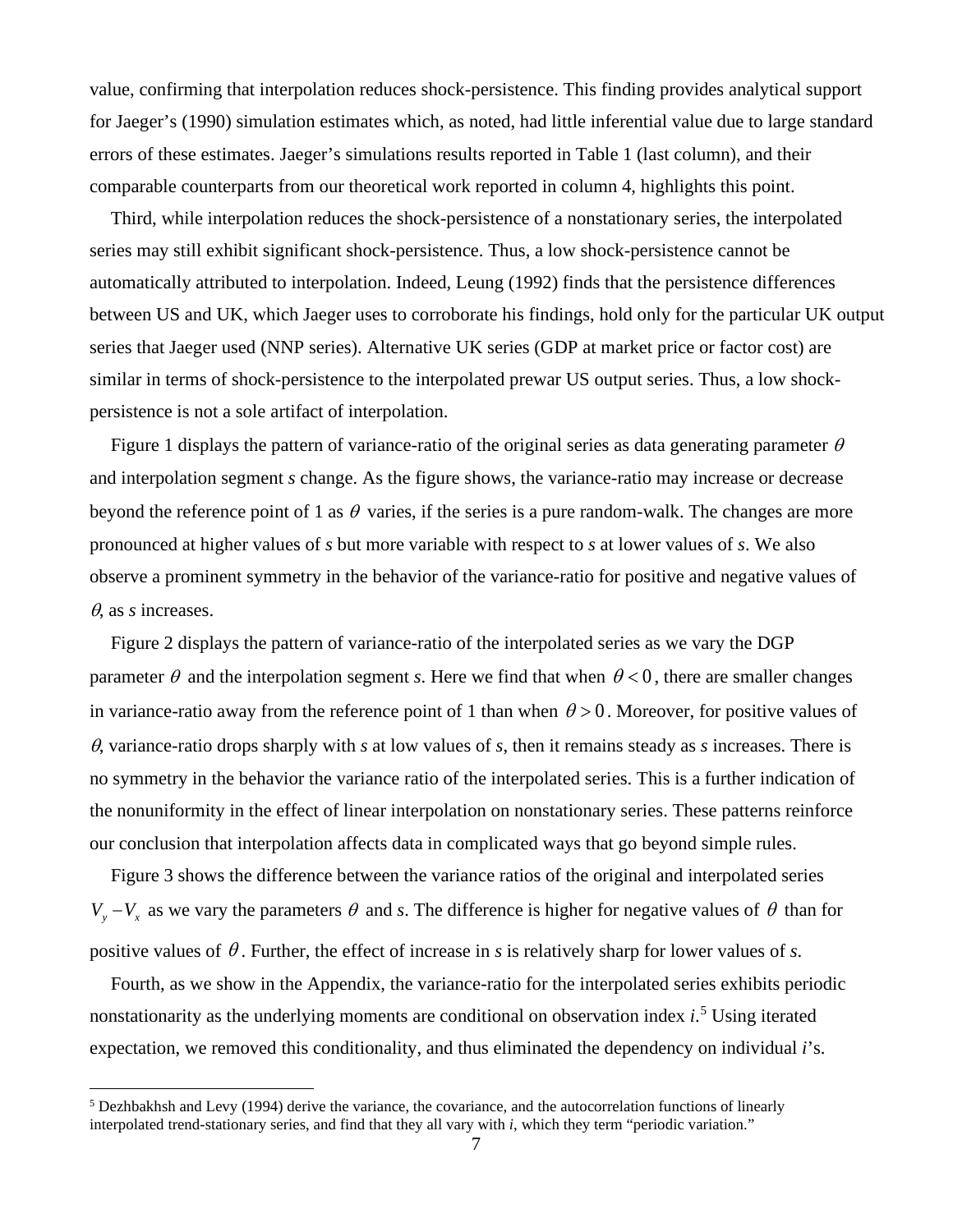value, confirming that interpolation reduces shock-persistence. This finding provides analytical support for Jaeger's (1990) simulation estimates which, as noted, had little inferential value due to large standard errors of these estimates. Jaeger's simulations results reported in Table 1 (last column), and their comparable counterparts from our theoretical work reported in column 4, highlights this point.

Third, while interpolation reduces the shock-persistence of a nonstationary series, the interpolated series may still exhibit significant shock-persistence. Thus, a low shock-persistence cannot be automatically attributed to interpolation. Indeed, Leung (1992) finds that the persistence differences between US and UK, which Jaeger uses to corroborate his findings, hold only for the particular UK output series that Jaeger used (NNP series). Alternative UK series (GDP at market price or factor cost) are similar in terms of shock-persistence to the interpolated prewar US output series. Thus, a low shock-persistence is not a sole artifact of interpolation.

Figure 1 displays the pattern of variance-ratio of the original series as data generating parameter $\theta$ and interpolation segment *s* change. As the figure shows, the variance-ratio may increase or decrease beyond the reference point of 1 as $\theta$ varies, if the series is a pure random-walk. The changes are more pronounced at higher values of *s* but more variable with respect to *s* at lower values of *s*. We also observe a prominent symmetry in the behavior of the variance-ratio for positive and negative values of $\theta$, as *s* increases.

Figure 2 displays the pattern of variance-ratio of the interpolated series as we vary the DGP parameter $\theta$ and the interpolation segment *s*. Here we find that when $\theta < 0$, there are smaller changes in variance-ratio away from the reference point of 1 than when $\theta > 0$. Moreover, for positive values of $\theta$, variance-ratio drops sharply with *s* at low values of *s*, then it remains steady as *s* increases. There is no symmetry in the behavior the variance ratio of the interpolated series. This is a further indication of the nonuniformity in the effect of linear interpolation on nonstationary series. These patterns reinforce our conclusion that interpolation affects data in complicated ways that go beyond simple rules.

Figure 3 shows the difference between the variance ratios of the original and interpolated series $V_y - V_x$ as we vary the parameters $\theta$ and *s*. The difference is higher for negative values of $\theta$ than for positive values of $\theta$. Further, the effect of increase in *s* is relatively sharp for lower values of *s*.

Fourth, as we show in the Appendix, the variance-ratio for the interpolated series exhibits periodic nonstationarity as the underlying moments are conditional on observation index *i*.[5] Using iterated expectation, we removed this conditionality, and thus eliminated the dependency on individual *i*'s.

[5] Dezhbakhsh and Levy (1994) derive the variance, the covariance, and the autocorrelation functions of linearly interpolated trend-stationary series, and find that they all vary with *i*, which they term "periodic variation."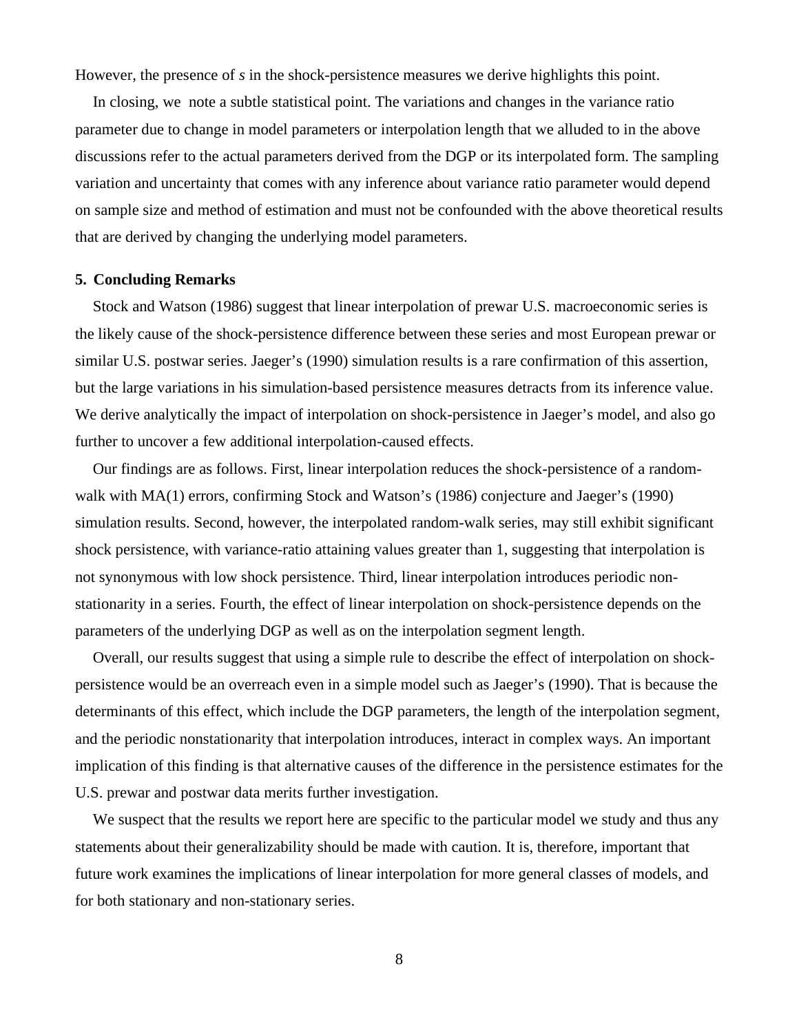However, the presence of *s* in the shock-persistence measures we derive highlights this point.

In closing, we note a subtle statistical point. The variations and changes in the variance ratio parameter due to change in model parameters or interpolation length that we alluded to in the above discussions refer to the actual parameters derived from the DGP or its interpolated form. The sampling variation and uncertainty that comes with any inference about variance ratio parameter would depend on sample size and method of estimation and must not be confounded with the above theoretical results that are derived by changing the underlying model parameters.

## 5. Concluding Remarks

Stock and Watson (1986) suggest that linear interpolation of prewar U.S. macroeconomic series is the likely cause of the shock-persistence difference between these series and most European prewar or similar U.S. postwar series. Jaeger's (1990) simulation results is a rare confirmation of this assertion, but the large variations in his simulation-based persistence measures detracts from its inference value. We derive analytically the impact of interpolation on shock-persistence in Jaeger's model, and also go further to uncover a few additional interpolation-caused effects.

Our findings are as follows. First, linear interpolation reduces the shock-persistence of a random-walk with MA(1) errors, confirming Stock and Watson's (1986) conjecture and Jaeger's (1990) simulation results. Second, however, the interpolated random-walk series, may still exhibit significant shock persistence, with variance-ratio attaining values greater than 1, suggesting that interpolation is not synonymous with low shock persistence. Third, linear interpolation introduces periodic non-stationarity in a series. Fourth, the effect of linear interpolation on shock-persistence depends on the parameters of the underlying DGP as well as on the interpolation segment length.

Overall, our results suggest that using a simple rule to describe the effect of interpolation on shock-persistence would be an overreach even in a simple model such as Jaeger's (1990). That is because the determinants of this effect, which include the DGP parameters, the length of the interpolation segment, and the periodic nonstationarity that interpolation introduces, interact in complex ways. An important implication of this finding is that alternative causes of the difference in the persistence estimates for the U.S. prewar and postwar data merits further investigation.

We suspect that the results we report here are specific to the particular model we study and thus any statements about their generalizability should be made with caution. It is, therefore, important that future work examines the implications of linear interpolation for more general classes of models, and for both stationary and non-stationary series.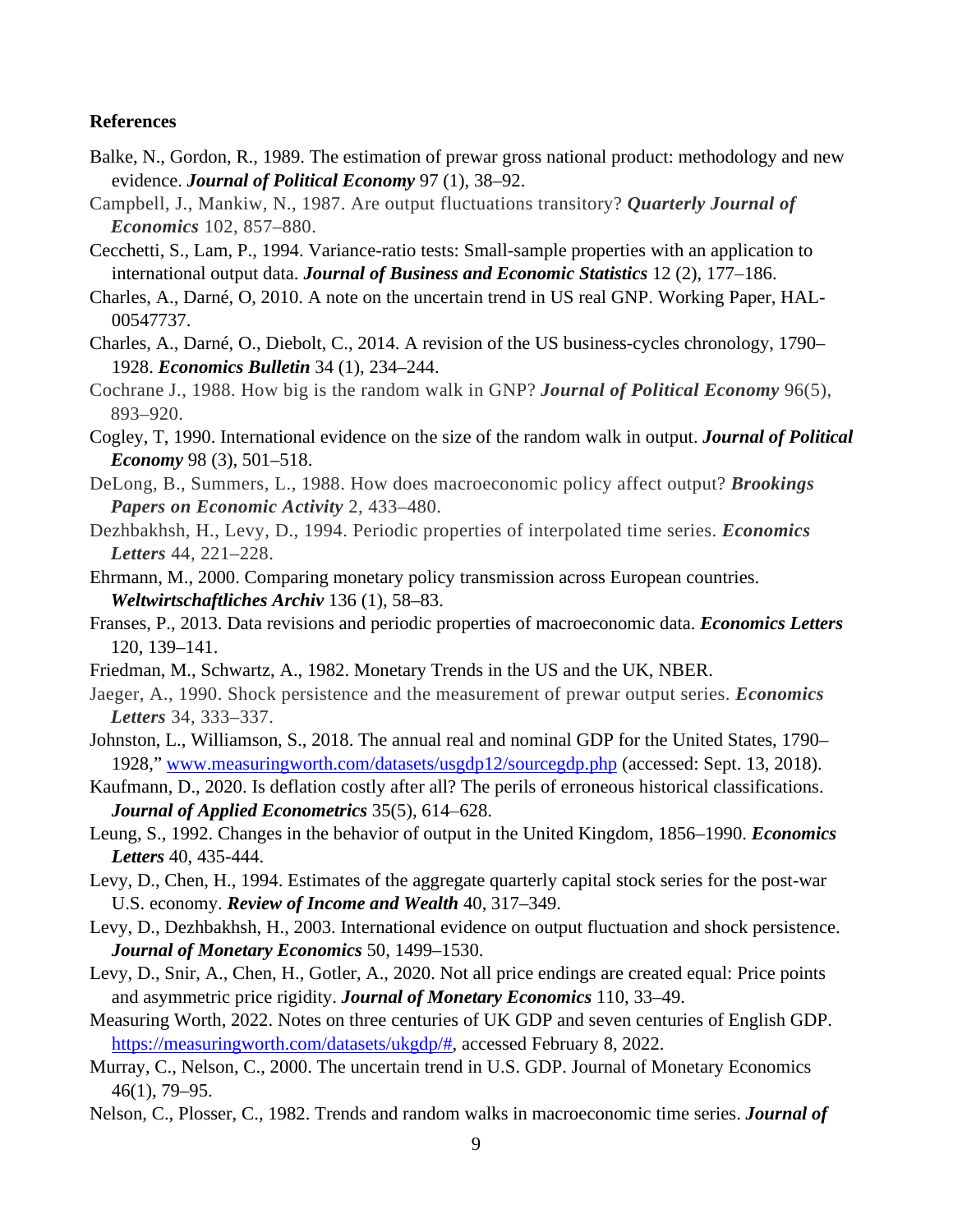**References**

Balke, N., Gordon, R., 1989. The estimation of prewar gross national product: methodology and new evidence. ***Journal of Political Economy*** 97 (1), 38–92.

Campbell, J., Mankiw, N., 1987. Are output fluctuations transitory? ***Quarterly Journal of Economics*** 102, 857–880.

Cecchetti, S., Lam, P., 1994. Variance-ratio tests: Small-sample properties with an application to international output data. ***Journal of Business and Economic Statistics*** 12 (2), 177–186.

Charles, A., Darné, O, 2010. A note on the uncertain trend in US real GNP. Working Paper, HAL-00547737.

Charles, A., Darné, O., Diebolt, C., 2014. A revision of the US business-cycles chronology, 1790–1928. ***Economics Bulletin*** 34 (1), 234–244.

Cochrane J., 1988. How big is the random walk in GNP? ***Journal of Political Economy*** 96(5), 893–920.

Cogley, T, 1990. International evidence on the size of the random walk in output. ***Journal of Political Economy*** 98 (3), 501–518.

DeLong, B., Summers, L., 1988. How does macroeconomic policy affect output? ***Brookings Papers on Economic Activity*** 2, 433–480.

Dezhbakhsh, H., Levy, D., 1994. Periodic properties of interpolated time series. ***Economics Letters*** 44, 221–228.

Ehrmann, M., 2000. Comparing monetary policy transmission across European countries. ***Weltwirtschaftliches Archiv*** 136 (1), 58–83.

Franses, P., 2013. Data revisions and periodic properties of macroeconomic data. ***Economics Letters*** 120, 139–141.

Friedman, M., Schwartz, A., 1982. Monetary Trends in the US and the UK, NBER.

Jaeger, A., 1990. Shock persistence and the measurement of prewar output series. ***Economics Letters*** 34, 333–337.

Johnston, L., Williamson, S., 2018. The annual real and nominal GDP for the United States, 1790–1928," [www.measuringworth.com/datasets/usgdp12/sourcegdp.php](www.measuringworth.com/datasets/usgdp12/sourcegdp.php) (accessed: Sept. 13, 2018).

Kaufmann, D., 2020. Is deflation costly after all? The perils of erroneous historical classifications. ***Journal of Applied Econometrics*** 35(5), 614–628.

Leung, S., 1992. Changes in the behavior of output in the United Kingdom, 1856–1990. ***Economics Letters*** 40, 435-444.

Levy, D., Chen, H., 1994. Estimates of the aggregate quarterly capital stock series for the post-war U.S. economy. ***Review of Income and Wealth*** 40, 317–349.

Levy, D., Dezhbakhsh, H., 2003. International evidence on output fluctuation and shock persistence. ***Journal of Monetary Economics*** 50, 1499–1530.

Levy, D., Snir, A., Chen, H., Gotler, A., 2020. Not all price endings are created equal: Price points and asymmetric price rigidity. ***Journal of Monetary Economics*** 110, 33–49.

Measuring Worth, 2022. Notes on three centuries of UK GDP and seven centuries of English GDP. [https://measuringworth.com/datasets/ukgdp/#](https://measuringworth.com/datasets/ukgdp/#), accessed February 8, 2022.

Murray, C., Nelson, C., 2000. The uncertain trend in U.S. GDP. Journal of Monetary Economics 46(1), 79–95.

Nelson, C., Plosser, C., 1982. Trends and random walks in macroeconomic time series. ***Journal of***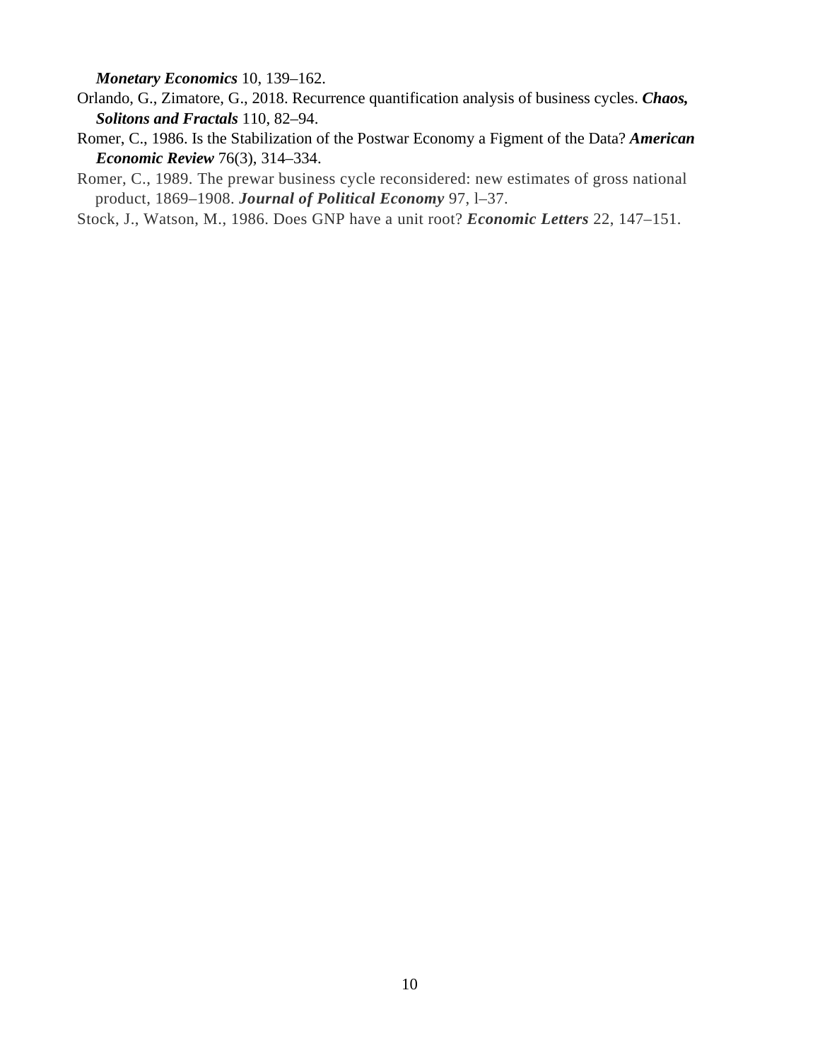***Monetary Economics*** 10, 139–162.

Orlando, G., Zimatore, G., 2018. Recurrence quantification analysis of business cycles. ***Chaos, Solitons and Fractals*** 110, 82–94.

Romer, C., 1986. Is the Stabilization of the Postwar Economy a Figment of the Data? ***American Economic Review*** 76(3), 314–334.

Romer, C., 1989. The prewar business cycle reconsidered: new estimates of gross national product, 1869–1908. ***Journal of Political Economy*** 97, l–37.

Stock, J., Watson, M., 1986. Does GNP have a unit root? ***Economic Letters*** 22, 147–151.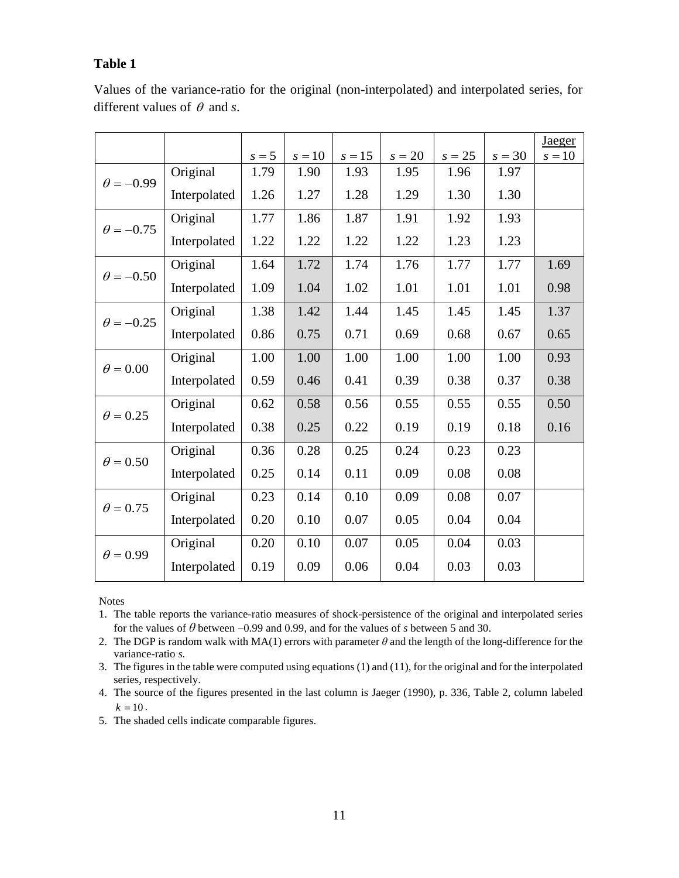**Table 1**

Values of the variance-ratio for the original (non-interpolated) and interpolated series, for different values of $\theta$ and *s*.

| | | $s=5$ | $s=10$ | $s=15$ | $s=20$ | $s=25$ | $s=30$ | Jaeger $s=10$ |
|---|---|---|---|---|---|---|---|---|
| $\theta=-0.99$ | Original | 1.79 | 1.90 | 1.93 | 1.95 | 1.96 | 1.97 | |
| | Interpolated | 1.26 | 1.27 | 1.28 | 1.29 | 1.30 | 1.30 | |
| $\theta=-0.75$ | Original | 1.77 | 1.86 | 1.87 | 1.91 | 1.92 | 1.93 | |
| | Interpolated | 1.22 | 1.22 | 1.22 | 1.22 | 1.23 | 1.23 | |
| $\theta=-0.50$ | Original | 1.64 | 1.72 | 1.74 | 1.76 | 1.77 | 1.77 | 1.69 |
| | Interpolated | 1.09 | 1.04 | 1.02 | 1.01 | 1.01 | 1.01 | 0.98 |
| $\theta=-0.25$ | Original | 1.38 | 1.42 | 1.44 | 1.45 | 1.45 | 1.45 | 1.37 |
| | Interpolated | 0.86 | 0.75 | 0.71 | 0.69 | 0.68 | 0.67 | 0.65 |
| $\theta=0.00$ | Original | 1.00 | 1.00 | 1.00 | 1.00 | 1.00 | 1.00 | 0.93 |
| | Interpolated | 0.59 | 0.46 | 0.41 | 0.39 | 0.38 | 0.37 | 0.38 |
| $\theta=0.25$ | Original | 0.62 | 0.58 | 0.56 | 0.55 | 0.55 | 0.55 | 0.50 |
| | Interpolated | 0.38 | 0.25 | 0.22 | 0.19 | 0.19 | 0.18 | 0.16 |
| $\theta=0.50$ | Original | 0.36 | 0.28 | 0.25 | 0.24 | 0.23 | 0.23 | |
| | Interpolated | 0.25 | 0.14 | 0.11 | 0.09 | 0.08 | 0.08 | |
| $\theta=0.75$ | Original | 0.23 | 0.14 | 0.10 | 0.09 | 0.08 | 0.07 | |
| | Interpolated | 0.20 | 0.10 | 0.07 | 0.05 | 0.04 | 0.04 | |
| $\theta=0.99$ | Original | 0.20 | 0.10 | 0.07 | 0.05 | 0.04 | 0.03 | |
| | Interpolated | 0.19 | 0.09 | 0.06 | 0.04 | 0.03 | 0.03 | |

Notes

1. The table reports the variance-ratio measures of shock-persistence of the original and interpolated series for the values of $\theta$ between –0.99 and 0.99, and for the values of *s* between 5 and 30.
2. The DGP is random walk with MA(1) errors with parameter $\theta$ and the length of the long-difference for the variance-ratio *s.*
3. The figures in the table were computed using equations (1) and (11), for the original and for the interpolated series, respectively.
4. The source of the figures presented in the last column is Jaeger (1990), p. 336, Table 2, column labeled $k=10$.
5. The shaded cells indicate comparable figures.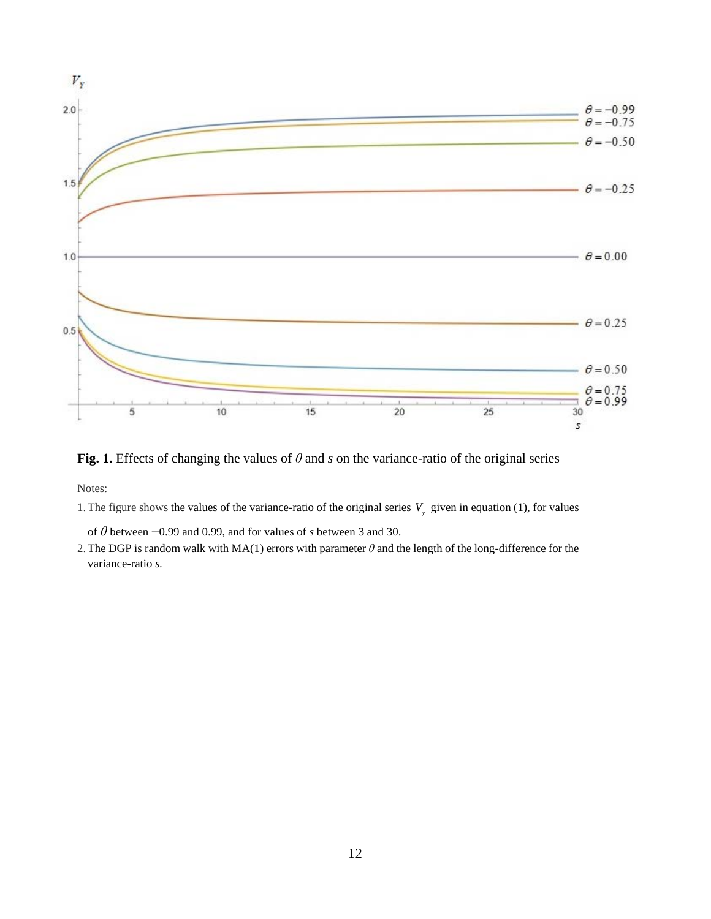**Fig. 1.** Effects of changing the values of $\theta$ and $s$ on the variance-ratio of the original series

Notes:

1. The figure shows the values of the variance-ratio of the original series $V_y$ given in equation (1), for values of $\theta$ between $-0.99$ and 0.99, and for values of $s$ between 3 and 30.
2. The DGP is random walk with MA(1) errors with parameter $\theta$ and the length of the long-difference for the variance-ratio $s$.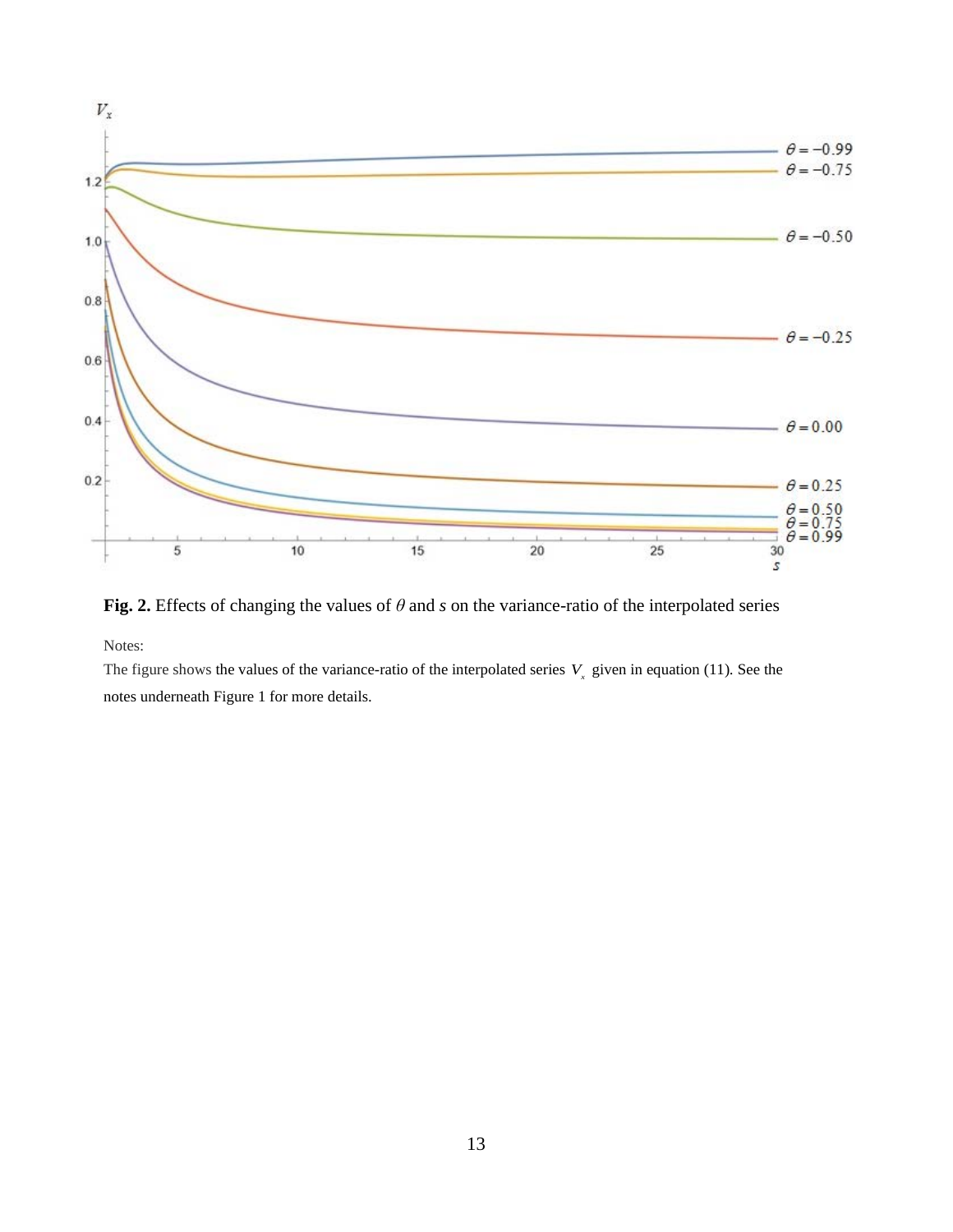**Fig. 2.** Effects of changing the values of $\theta$ and $s$ on the variance-ratio of the interpolated series

Notes:

The figure shows the values of the variance-ratio of the interpolated series $V_x$ given in equation (11). See the notes underneath Figure 1 for more details.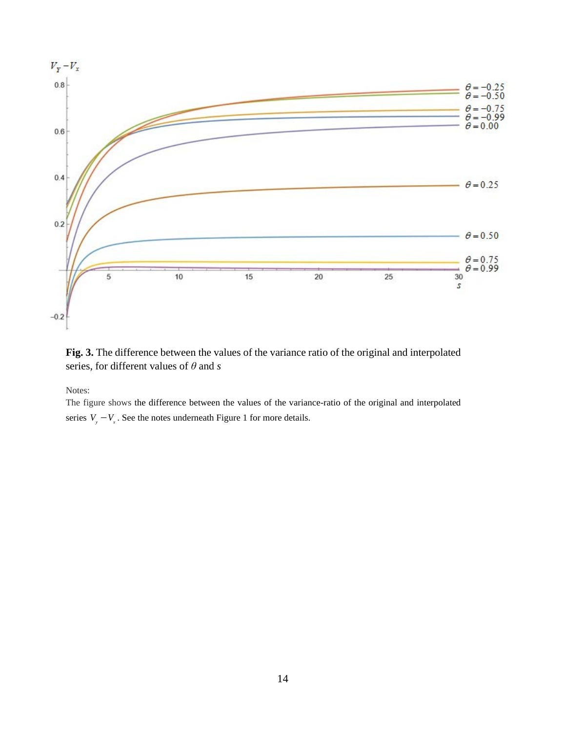**Fig. 3.** The difference between the values of the variance ratio of the original and interpolated series, for different values of $\theta$ and $s$

Notes:
The figure shows the difference between the values of the variance-ratio of the original and interpolated series $V_y - V_x$. See the notes underneath Figure 1 for more details.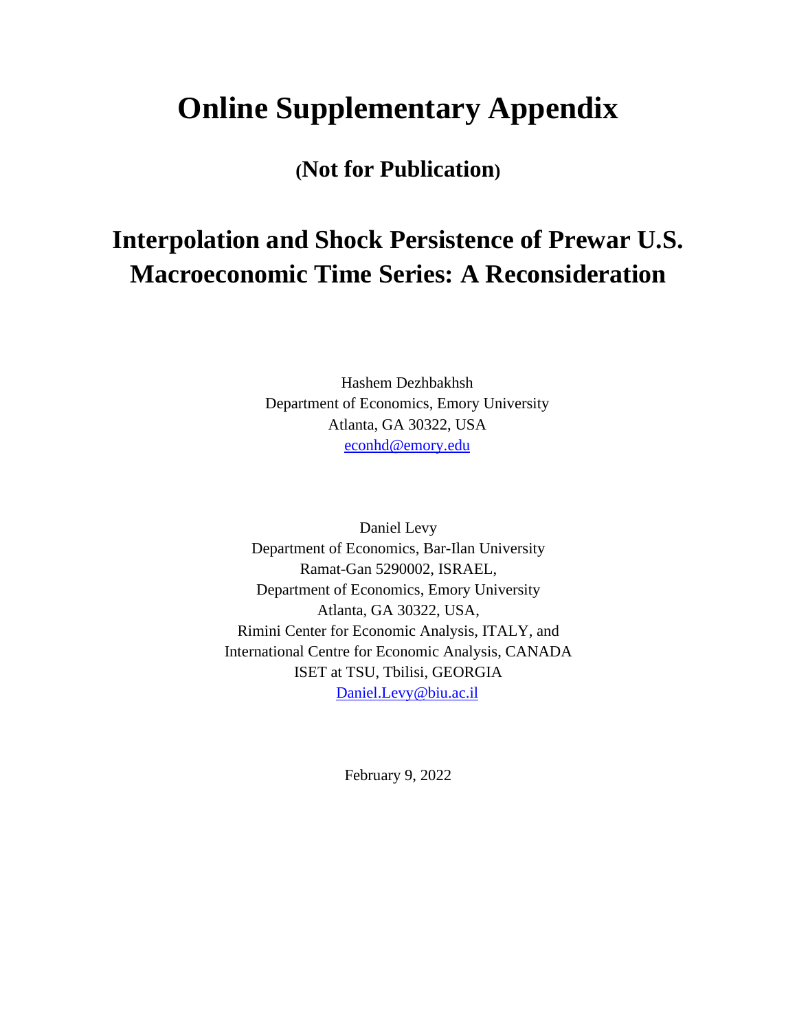# Online Supplementary Appendix

## (Not for Publication)

# Interpolation and Shock Persistence of Prewar U.S. Macroeconomic Time Series: A Reconsideration

Hashem Dezhbakhsh  
Department of Economics, Emory University  
Atlanta, GA 30322, USA  
econhd@emory.edu

Daniel Levy  
Department of Economics, Bar-Ilan University  
Ramat-Gan 5290002, ISRAEL,  
Department of Economics, Emory University  
Atlanta, GA 30322, USA,  
Rimini Center for Economic Analysis, ITALY, and  
International Centre for Economic Analysis, CANADA  
ISET at TSU, Tbilisi, GEORGIA  
Daniel.Levy@biu.ac.il

February 9, 2022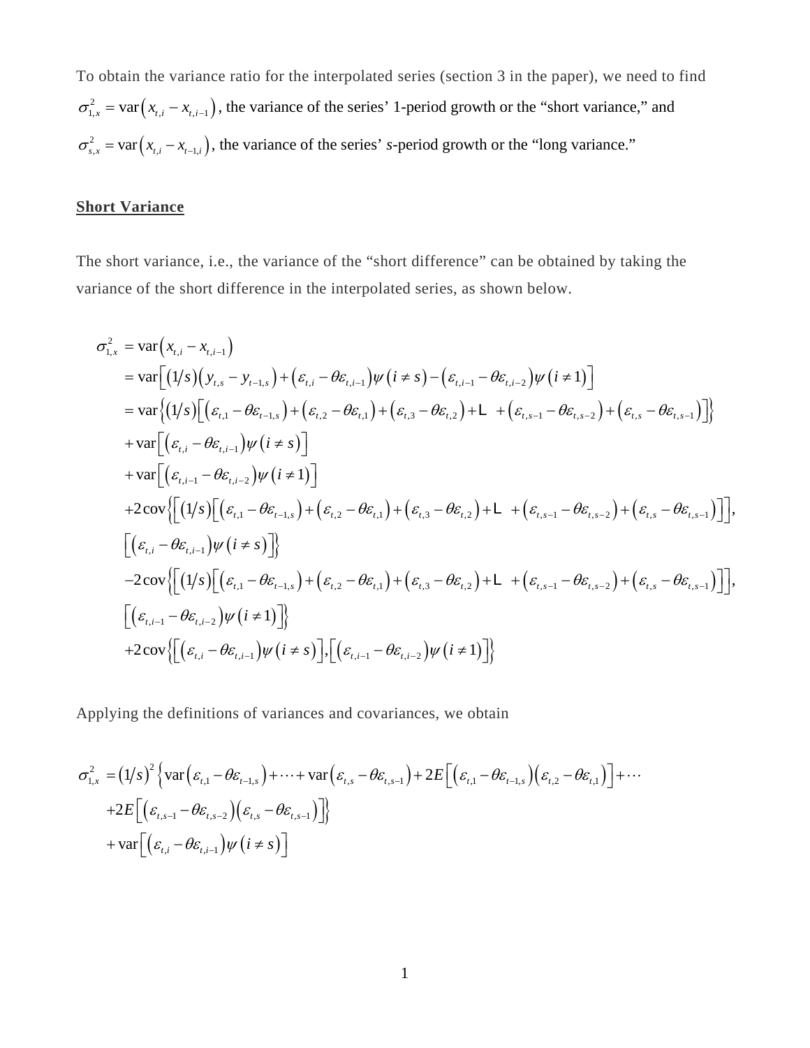To obtain the variance ratio for the interpolated series (section 3 in the paper), we need to find $\sigma_{1,x}^2 = \text{var}\left(x_{t,i} - x_{t,i-1}\right)$, the variance of the series' 1-period growth or the "short variance," and $\sigma_{s,x}^2 = \text{var}\left(x_{t,i} - x_{t-1,i}\right)$, the variance of the series' *s*-period growth or the "long variance."

## Short Variance

The short variance, i.e., the variance of the "short difference" can be obtained by taking the variance of the short difference in the interpolated series, as shown below.

$$
\begin{aligned}
\sigma_{1,x}^2 &= \text{var}\left(x_{t,i} - x_{t,i-1}\right) \\
&= \text{var}\left[\left(1/s\right)\left(y_{t,s} - y_{t-1,s}\right) + \left(\varepsilon_{t,i} - \theta\varepsilon_{t,i-1}\right)\psi\left(i \neq s\right) - \left(\varepsilon_{t,i-1} - \theta\varepsilon_{t,i-2}\right)\psi\left(i \neq 1\right)\right] \\
&= \text{var}\left\{\left(1/s\right)\left[\left(\varepsilon_{t,1} - \theta\varepsilon_{t-1,s}\right) + \left(\varepsilon_{t,2} - \theta\varepsilon_{t,1}\right) + \left(\varepsilon_{t,3} - \theta\varepsilon_{t,2}\right) + \cdots + \left(\varepsilon_{t,s-1} - \theta\varepsilon_{t,s-2}\right) + \left(\varepsilon_{t,s} - \theta\varepsilon_{t,s-1}\right)\right]\right\} \\
&\quad + \text{var}\left[\left(\varepsilon_{t,i} - \theta\varepsilon_{t,i-1}\right)\psi\left(i \neq s\right)\right] \\
&\quad + \text{var}\left[\left(\varepsilon_{t,i-1} - \theta\varepsilon_{t,i-2}\right)\psi\left(i \neq 1\right)\right] \\
&\quad + 2\,\text{cov}\left\{\left[\left(1/s\right)\left[\left(\varepsilon_{t,1} - \theta\varepsilon_{t-1,s}\right) + \left(\varepsilon_{t,2} - \theta\varepsilon_{t,1}\right) + \left(\varepsilon_{t,3} - \theta\varepsilon_{t,2}\right) + \cdots + \left(\varepsilon_{t,s-1} - \theta\varepsilon_{t,s-2}\right) + \left(\varepsilon_{t,s} - \theta\varepsilon_{t,s-1}\right)\right]\right],\right. \\
&\quad \left.\left[\left(\varepsilon_{t,i} - \theta\varepsilon_{t,i-1}\right)\psi\left(i \neq s\right)\right]\right\} \\
&\quad - 2\,\text{cov}\left\{\left[\left(1/s\right)\left[\left(\varepsilon_{t,1} - \theta\varepsilon_{t-1,s}\right) + \left(\varepsilon_{t,2} - \theta\varepsilon_{t,1}\right) + \left(\varepsilon_{t,3} - \theta\varepsilon_{t,2}\right) + \cdots + \left(\varepsilon_{t,s-1} - \theta\varepsilon_{t,s-2}\right) + \left(\varepsilon_{t,s} - \theta\varepsilon_{t,s-1}\right)\right]\right],\right. \\
&\quad \left.\left[\left(\varepsilon_{t,i-1} - \theta\varepsilon_{t,i-2}\right)\psi\left(i \neq 1\right)\right]\right\} \\
&\quad + 2\,\text{cov}\left\{\left[\left(\varepsilon_{t,i} - \theta\varepsilon_{t,i-1}\right)\psi\left(i \neq s\right)\right],\left[\left(\varepsilon_{t,i-1} - \theta\varepsilon_{t,i-2}\right)\psi\left(i \neq 1\right)\right]\right\}
\end{aligned}
$$

Applying the definitions of variances and covariances, we obtain

$$
\begin{aligned}
\sigma_{1,x}^2 &= \left(1/s\right)^2\left\{\text{var}\left(\varepsilon_{t,1} - \theta\varepsilon_{t-1,s}\right) + \cdots + \text{var}\left(\varepsilon_{t,s} - \theta\varepsilon_{t,s-1}\right) + 2E\left[\left(\varepsilon_{t,1} - \theta\varepsilon_{t-1,s}\right)\left(\varepsilon_{t,2} - \theta\varepsilon_{t,1}\right)\right] + \cdots\right. \\
&\quad \left. + 2E\left[\left(\varepsilon_{t,s-1} - \theta\varepsilon_{t,s-2}\right)\left(\varepsilon_{t,s} - \theta\varepsilon_{t,s-1}\right)\right]\right\} \\
&\quad + \text{var}\left[\left(\varepsilon_{t,i} - \theta\varepsilon_{t,i-1}\right)\psi\left(i \neq s\right)\right]
\end{aligned}
$$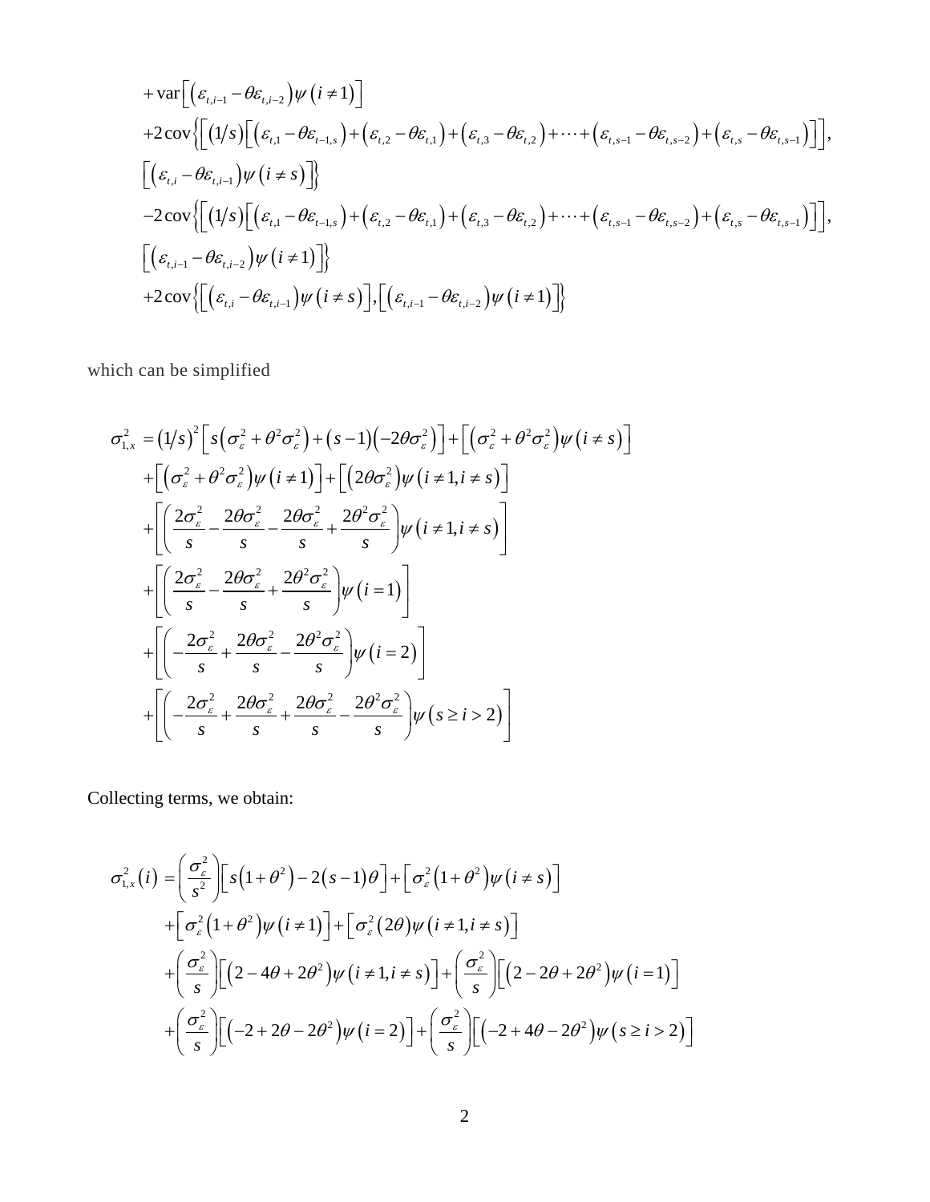$$
\begin{aligned}
&+\operatorname{var}\left[\left(\varepsilon_{t,i-1}-\theta\varepsilon_{t,i-2}\right)\psi\left(i\neq 1\right)\right] \\
&+2\operatorname{cov}\Big\{\Big[\left(1/s\right)\Big[\left(\varepsilon_{t,1}-\theta\varepsilon_{t-1,s}\right)+\left(\varepsilon_{t,2}-\theta\varepsilon_{t,1}\right)+\left(\varepsilon_{t,3}-\theta\varepsilon_{t,2}\right)+\cdots+\left(\varepsilon_{t,s-1}-\theta\varepsilon_{t,s-2}\right)+\left(\varepsilon_{t,s}-\theta\varepsilon_{t,s-1}\right)\Big]\Big], \\
&\left[\left(\varepsilon_{t,i}-\theta\varepsilon_{t,i-1}\right)\psi\left(i\neq s\right)\right]\Big\} \\
&-2\operatorname{cov}\Big\{\Big[\left(1/s\right)\Big[\left(\varepsilon_{t,1}-\theta\varepsilon_{t-1,s}\right)+\left(\varepsilon_{t,2}-\theta\varepsilon_{t,1}\right)+\left(\varepsilon_{t,3}-\theta\varepsilon_{t,2}\right)+\cdots+\left(\varepsilon_{t,s-1}-\theta\varepsilon_{t,s-2}\right)+\left(\varepsilon_{t,s}-\theta\varepsilon_{t,s-1}\right)\Big]\Big], \\
&\left[\left(\varepsilon_{t,i-1}-\theta\varepsilon_{t,i-2}\right)\psi\left(i\neq 1\right)\right]\Big\} \\
&+2\operatorname{cov}\Big\{\left[\left(\varepsilon_{t,i}-\theta\varepsilon_{t,i-1}\right)\psi\left(i\neq s\right)\right],\left[\left(\varepsilon_{t,i-1}-\theta\varepsilon_{t,i-2}\right)\psi\left(i\neq 1\right)\right]\Big\}
\end{aligned}
$$

which can be simplified

$$
\begin{aligned}
\sigma_{1,x}^{2} &=\left(1/s\right)^{2}\left[s\left(\sigma_{\varepsilon}^{2}+\theta^{2}\sigma_{\varepsilon}^{2}\right)+\left(s-1\right)\left(-2\theta\sigma_{\varepsilon}^{2}\right)\right]+\left[\left(\sigma_{\varepsilon}^{2}+\theta^{2}\sigma_{\varepsilon}^{2}\right)\psi\left(i\neq s\right)\right] \\
&+\left[\left(\sigma_{\varepsilon}^{2}+\theta^{2}\sigma_{\varepsilon}^{2}\right)\psi\left(i\neq 1\right)\right]+\left[\left(2\theta\sigma_{\varepsilon}^{2}\right)\psi\left(i\neq 1,i\neq s\right)\right] \\
&+\left[\left(\frac{2\sigma_{\varepsilon}^{2}}{s}-\frac{2\theta\sigma_{\varepsilon}^{2}}{s}-\frac{2\theta\sigma_{\varepsilon}^{2}}{s}+\frac{2\theta^{2}\sigma_{\varepsilon}^{2}}{s}\right)\psi\left(i\neq 1,i\neq s\right)\right] \\
&+\left[\left(\frac{2\sigma_{\varepsilon}^{2}}{s}-\frac{2\theta\sigma_{\varepsilon}^{2}}{s}+\frac{2\theta^{2}\sigma_{\varepsilon}^{2}}{s}\right)\psi\left(i=1\right)\right] \\
&+\left[\left(-\frac{2\sigma_{\varepsilon}^{2}}{s}+\frac{2\theta\sigma_{\varepsilon}^{2}}{s}-\frac{2\theta^{2}\sigma_{\varepsilon}^{2}}{s}\right)\psi\left(i=2\right)\right] \\
&+\left[\left(-\frac{2\sigma_{\varepsilon}^{2}}{s}+\frac{2\theta\sigma_{\varepsilon}^{2}}{s}+\frac{2\theta\sigma_{\varepsilon}^{2}}{s}-\frac{2\theta^{2}\sigma_{\varepsilon}^{2}}{s}\right)\psi\left(s\geq i>2\right)\right]
\end{aligned}
$$

Collecting terms, we obtain:

$$
\begin{aligned}
\sigma_{1,x}^{2}\left(i\right) &=\left(\frac{\sigma_{\varepsilon}^{2}}{s^{2}}\right)\left[s\left(1+\theta^{2}\right)-2\left(s-1\right)\theta\right]+\left[\sigma_{\varepsilon}^{2}\left(1+\theta^{2}\right)\psi\left(i\neq s\right)\right] \\
&+\left[\sigma_{\varepsilon}^{2}\left(1+\theta^{2}\right)\psi\left(i\neq 1\right)\right]+\left[\sigma_{\varepsilon}^{2}\left(2\theta\right)\psi\left(i\neq 1,i\neq s\right)\right] \\
&+\left(\frac{\sigma_{\varepsilon}^{2}}{s}\right)\left[\left(2-4\theta+2\theta^{2}\right)\psi\left(i\neq 1,i\neq s\right)\right]+\left(\frac{\sigma_{\varepsilon}^{2}}{s}\right)\left[\left(2-2\theta+2\theta^{2}\right)\psi\left(i=1\right)\right] \\
&+\left(\frac{\sigma_{\varepsilon}^{2}}{s}\right)\left[\left(-2+2\theta-2\theta^{2}\right)\psi\left(i=2\right)\right]+\left(\frac{\sigma_{\varepsilon}^{2}}{s}\right)\left[\left(-2+4\theta-2\theta^{2}\right)\psi\left(s\geq i>2\right)\right]
\end{aligned}
$$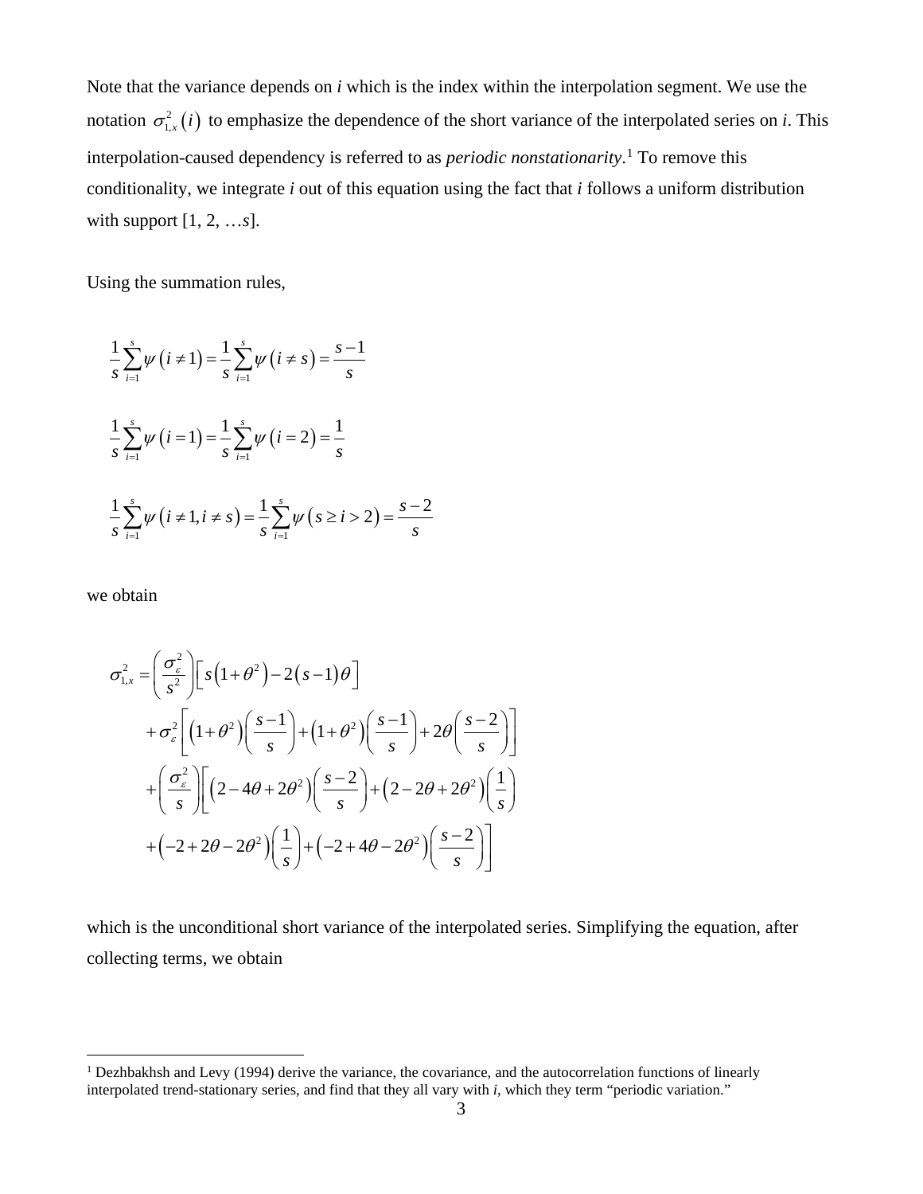Note that the variance depends on *i* which is the index within the interpolation segment. We use the notation $\sigma_{1,x}^2(i)$ to emphasize the dependence of the short variance of the interpolated series on *i*. This interpolation-caused dependency is referred to as *periodic nonstationarity*.[1] To remove this conditionality, we integrate *i* out of this equation using the fact that *i* follows a uniform distribution with support [1, 2, …*s*].

Using the summation rules,

$$\frac{1}{s}\sum_{i=1}^{s}\psi(i \neq 1) = \frac{1}{s}\sum_{i=1}^{s}\psi(i \neq s) = \frac{s-1}{s}$$

$$\frac{1}{s}\sum_{i=1}^{s}\psi(i = 1) = \frac{1}{s}\sum_{i=1}^{s}\psi(i = 2) = \frac{1}{s}$$

$$\frac{1}{s}\sum_{i=1}^{s}\psi(i \neq 1, i \neq s) = \frac{1}{s}\sum_{i=1}^{s}\psi(s \geq i > 2) = \frac{s-2}{s}$$

we obtain

$$\begin{aligned}
\sigma_{1,x}^2 = &\left(\frac{\sigma_\varepsilon^2}{s^2}\right)\left[s\left(1+\theta^2\right) - 2(s-1)\theta\right] \\
&+ \sigma_\varepsilon^2\left[\left(1+\theta^2\right)\left(\frac{s-1}{s}\right) + \left(1+\theta^2\right)\left(\frac{s-1}{s}\right) + 2\theta\left(\frac{s-2}{s}\right)\right] \\
&+ \left(\frac{\sigma_\varepsilon^2}{s}\right)\left[\left(2-4\theta+2\theta^2\right)\left(\frac{s-2}{s}\right) + \left(2-2\theta+2\theta^2\right)\left(\frac{1}{s}\right)\right. \\
&\left. + \left(-2+2\theta-2\theta^2\right)\left(\frac{1}{s}\right) + \left(-2+4\theta-2\theta^2\right)\left(\frac{s-2}{s}\right)\right]
\end{aligned}$$

which is the unconditional short variance of the interpolated series. Simplifying the equation, after collecting terms, we obtain

---

[1] Dezhbakhsh and Levy (1994) derive the variance, the covariance, and the autocorrelation functions of linearly interpolated trend-stationary series, and find that they all vary with *i*, which they term "periodic variation."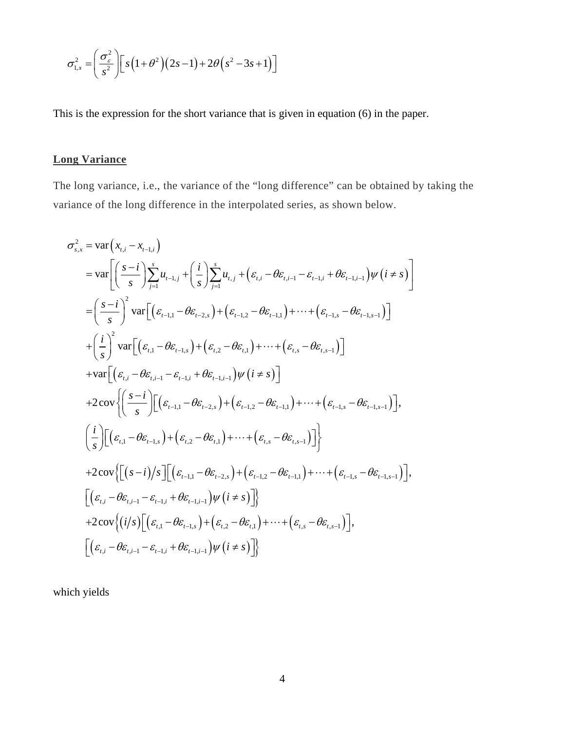$$\sigma_{1,x}^2 = \left(\frac{\sigma_\varepsilon^2}{s^2}\right)\left[s\left(1+\theta^2\right)\left(2s-1\right)+2\theta\left(s^2-3s+1\right)\right]$$

This is the expression for the short variance that is given in equation (6) in the paper.

## Long Variance

The long variance, i.e., the variance of the "long difference" can be obtained by taking the variance of the long difference in the interpolated series, as shown below.

$$\begin{aligned}
\sigma_{s,x}^2 &= \text{var}\left(x_{t,i} - x_{t-1,i}\right) \\
&= \text{var}\left[\left(\frac{s-i}{s}\right)\sum_{j=1}^{s} u_{t-1,j} + \left(\frac{i}{s}\right)\sum_{j=1}^{s} u_{t,j} + \left(\varepsilon_{t,i} - \theta\varepsilon_{t,i-1} - \varepsilon_{t-1,i} + \theta\varepsilon_{t-1,i-1}\right)\psi\left(i \neq s\right)\right] \\
&= \left(\frac{s-i}{s}\right)^2 \text{var}\left[\left(\varepsilon_{t-1,1} - \theta\varepsilon_{t-2,s}\right) + \left(\varepsilon_{t-1,2} - \theta\varepsilon_{t-1,1}\right) + \cdots + \left(\varepsilon_{t-1,s} - \theta\varepsilon_{t-1,s-1}\right)\right] \\
&+ \left(\frac{i}{s}\right)^2 \text{var}\left[\left(\varepsilon_{t,1} - \theta\varepsilon_{t-1,s}\right) + \left(\varepsilon_{t,2} - \theta\varepsilon_{t,1}\right) + \cdots + \left(\varepsilon_{t,s} - \theta\varepsilon_{t,s-1}\right)\right] \\
&+ \text{var}\left[\left(\varepsilon_{t,i} - \theta\varepsilon_{t,i-1} - \varepsilon_{t-1,i} + \theta\varepsilon_{t-1,i-1}\right)\psi\left(i \neq s\right)\right] \\
&+ 2\,\text{cov}\left\{\left(\frac{s-i}{s}\right)\left[\left(\varepsilon_{t-1,1} - \theta\varepsilon_{t-2,s}\right) + \left(\varepsilon_{t-1,2} - \theta\varepsilon_{t-1,1}\right) + \cdots + \left(\varepsilon_{t-1,s} - \theta\varepsilon_{t-1,s-1}\right)\right],\right. \\
&\left.\left(\frac{i}{s}\right)\left[\left(\varepsilon_{t,1} - \theta\varepsilon_{t-1,s}\right) + \left(\varepsilon_{t,2} - \theta\varepsilon_{t,1}\right) + \cdots + \left(\varepsilon_{t,s} - \theta\varepsilon_{t,s-1}\right)\right]\right\} \\
&+ 2\,\text{cov}\left\{\left[\left(s-i\right)/s\right]\left[\left(\varepsilon_{t-1,1} - \theta\varepsilon_{t-2,s}\right) + \left(\varepsilon_{t-1,2} - \theta\varepsilon_{t-1,1}\right) + \cdots + \left(\varepsilon_{t-1,s} - \theta\varepsilon_{t-1,s-1}\right)\right],\right. \\
&\left.\left[\left(\varepsilon_{t,i} - \theta\varepsilon_{t,i-1} - \varepsilon_{t-1,i} + \theta\varepsilon_{t-1,i-1}\right)\psi\left(i \neq s\right)\right]\right\} \\
&+ 2\,\text{cov}\left\{\left(i/s\right)\left[\left(\varepsilon_{t,1} - \theta\varepsilon_{t-1,s}\right) + \left(\varepsilon_{t,2} - \theta\varepsilon_{t,1}\right) + \cdots + \left(\varepsilon_{t,s} - \theta\varepsilon_{t,s-1}\right)\right],\right. \\
&\left.\left[\left(\varepsilon_{t,i} - \theta\varepsilon_{t,i-1} - \varepsilon_{t-1,i} + \theta\varepsilon_{t-1,i-1}\right)\psi\left(i \neq s\right)\right]\right\}
\end{aligned}$$

which yields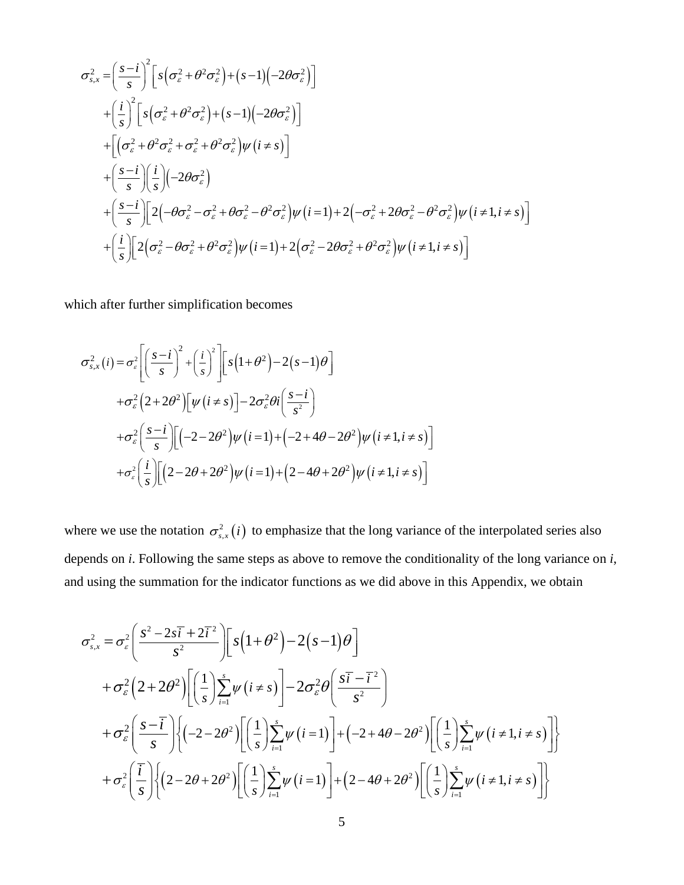$$
\begin{aligned}
\sigma_{s,x}^2 &= \left(\frac{s-i}{s}\right)^2 \left[ s\left(\sigma_\varepsilon^2 + \theta^2\sigma_\varepsilon^2\right) + (s-1)\left(-2\theta\sigma_\varepsilon^2\right)\right] \\
&+ \left(\frac{i}{s}\right)^2 \left[ s\left(\sigma_\varepsilon^2 + \theta^2\sigma_\varepsilon^2\right) + (s-1)\left(-2\theta\sigma_\varepsilon^2\right)\right] \\
&+ \left[\left(\sigma_\varepsilon^2 + \theta^2\sigma_\varepsilon^2 + \sigma_\varepsilon^2 + \theta^2\sigma_\varepsilon^2\right)\psi(i \neq s)\right] \\
&+ \left(\frac{s-i}{s}\right)\left(\frac{i}{s}\right)\left(-2\theta\sigma_\varepsilon^2\right) \\
&+ \left(\frac{s-i}{s}\right)\left[2\left(-\theta\sigma_\varepsilon^2 - \sigma_\varepsilon^2 + \theta\sigma_\varepsilon^2 - \theta^2\sigma_\varepsilon^2\right)\psi(i=1) + 2\left(-\sigma_\varepsilon^2 + 2\theta\sigma_\varepsilon^2 - \theta^2\sigma_\varepsilon^2\right)\psi(i \neq 1, i \neq s)\right] \\
&+ \left(\frac{i}{s}\right)\left[2\left(\sigma_\varepsilon^2 - \theta\sigma_\varepsilon^2 + \theta^2\sigma_\varepsilon^2\right)\psi(i=1) + 2\left(\sigma_\varepsilon^2 - 2\theta\sigma_\varepsilon^2 + \theta^2\sigma_\varepsilon^2\right)\psi(i \neq 1, i \neq s)\right]
\end{aligned}
$$

which after further simplification becomes

$$
\begin{aligned}
\sigma_{s,x}^2(i) &= \sigma_\varepsilon^2 \left[\left(\frac{s-i}{s}\right)^2 + \left(\frac{i}{s}\right)^2\right]\left[s\left(1+\theta^2\right) - 2(s-1)\theta\right] \\
&+ \sigma_\varepsilon^2\left(2+2\theta^2\right)\left[\psi(i \neq s)\right] - 2\sigma_\varepsilon^2\theta i\left(\frac{s-i}{s^2}\right) \\
&+ \sigma_\varepsilon^2\left(\frac{s-i}{s}\right)\left[\left(-2-2\theta^2\right)\psi(i=1) + \left(-2+4\theta-2\theta^2\right)\psi(i \neq 1, i \neq s)\right] \\
&+ \sigma_\varepsilon^2\left(\frac{i}{s}\right)\left[\left(2-2\theta+2\theta^2\right)\psi(i=1) + \left(2-4\theta+2\theta^2\right)\psi(i \neq 1, i \neq s)\right]
\end{aligned}
$$

where we use the notation $\sigma_{s,x}^2(i)$ to emphasize that the long variance of the interpolated series also depends on *i*. Following the same steps as above to remove the conditionality of the long variance on *i*, and using the summation for the indicator functions as we did above in this Appendix, we obtain

$$
\begin{aligned}
\sigma_{s,x}^2 &= \sigma_\varepsilon^2\left(\frac{s^2 - 2s\bar{i} + 2\bar{i}^{\,2}}{s^2}\right)\left[s\left(1+\theta^2\right) - 2(s-1)\theta\right] \\
&+ \sigma_\varepsilon^2\left(2+2\theta^2\right)\left[\left(\frac{1}{s}\right)\sum_{i=1}^{s}\psi(i \neq s)\right] - 2\sigma_\varepsilon^2\theta\left(\frac{s\bar{i} - \bar{i}^{\,2}}{s^2}\right) \\
&+ \sigma_\varepsilon^2\left(\frac{s-\bar{i}}{s}\right)\left\{\left(-2-2\theta^2\right)\left[\left(\frac{1}{s}\right)\sum_{i=1}^{s}\psi(i=1)\right] + \left(-2+4\theta-2\theta^2\right)\left[\left(\frac{1}{s}\right)\sum_{i=1}^{s}\psi(i \neq 1, i \neq s)\right]\right\} \\
&+ \sigma_\varepsilon^2\left(\frac{\bar{i}}{s}\right)\left\{\left(2-2\theta+2\theta^2\right)\left[\left(\frac{1}{s}\right)\sum_{i=1}^{s}\psi(i=1)\right] + \left(2-4\theta+2\theta^2\right)\left[\left(\frac{1}{s}\right)\sum_{i=1}^{s}\psi(i \neq 1, i \neq s)\right]\right\}
\end{aligned}
$$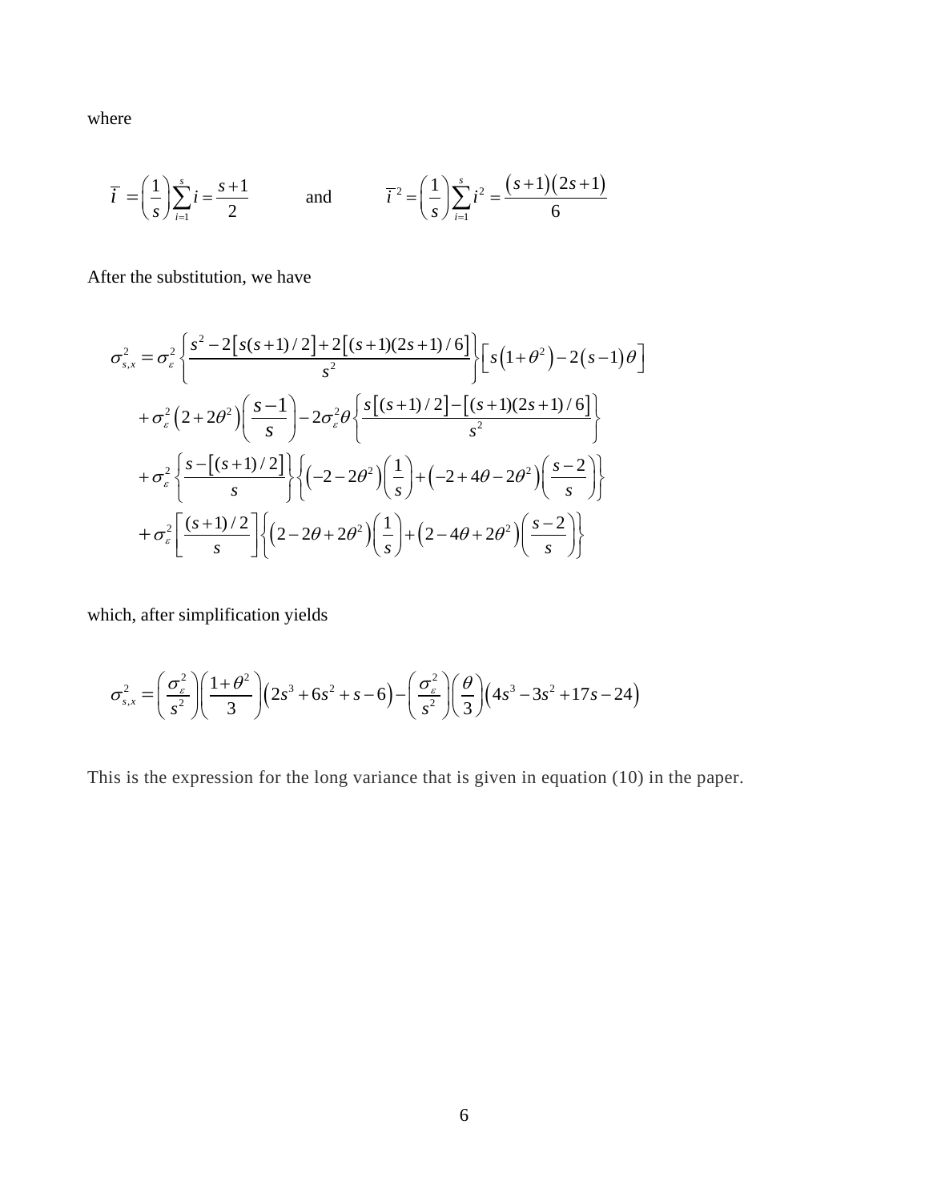where

$$\bar{i} = \left(\frac{1}{s}\right)\sum_{i=1}^{s} i = \frac{s+1}{2} \qquad \text{and} \qquad \overline{i}^{\,2} = \left(\frac{1}{s}\right)\sum_{i=1}^{s} i^2 = \frac{(s+1)(2s+1)}{6}$$

After the substitution, we have

$$\begin{aligned}
\sigma_{s,x}^2 = {} & \sigma_\varepsilon^2 \left\{ \frac{s^2 - 2\left[s(s+1)/2\right] + 2\left[(s+1)(2s+1)/6\right]}{s^2} \right\} \left[ s\left(1+\theta^2\right) - 2\left(s-1\right)\theta \right] \\
& + \sigma_\varepsilon^2 \left(2 + 2\theta^2\right)\left(\frac{s-1}{s}\right) - 2\sigma_\varepsilon^2 \theta \left\{ \frac{s\left[(s+1)/2\right] - \left[(s+1)(2s+1)/6\right]}{s^2} \right\} \\
& + \sigma_\varepsilon^2 \left\{ \frac{s - \left[(s+1)/2\right]}{s} \right\} \left\{ \left(-2 - 2\theta^2\right)\left(\frac{1}{s}\right) + \left(-2 + 4\theta - 2\theta^2\right)\left(\frac{s-2}{s}\right) \right\} \\
& + \sigma_\varepsilon^2 \left[ \frac{(s+1)/2}{s} \right] \left\{ \left(2 - 2\theta + 2\theta^2\right)\left(\frac{1}{s}\right) + \left(2 - 4\theta + 2\theta^2\right)\left(\frac{s-2}{s}\right) \right\}
\end{aligned}$$

which, after simplification yields

$$\sigma_{s,x}^2 = \left(\frac{\sigma_\varepsilon^2}{s^2}\right)\left(\frac{1+\theta^2}{3}\right)\left(2s^3 + 6s^2 + s - 6\right) - \left(\frac{\sigma_\varepsilon^2}{s^2}\right)\left(\frac{\theta}{3}\right)\left(4s^3 - 3s^2 + 17s - 24\right)$$

This is the expression for the long variance that is given in equation (10) in the paper.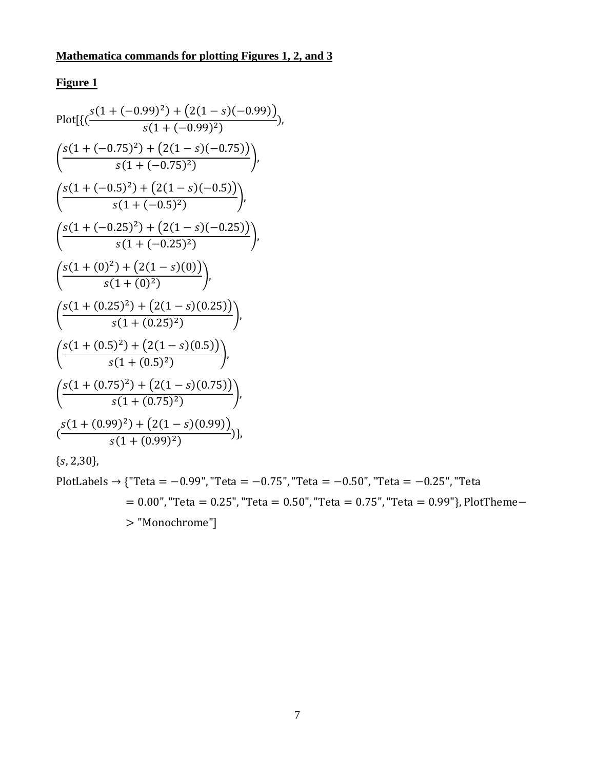**Mathematica commands for plotting Figures 1, 2, and 3**

**Figure 1**

$$\text{Plot}[\{(\frac{s(1+(-0.99)^2)+\left(2(1-s)(-0.99)\right)}{s(1+(-0.99)^2)}),$$

$$\left(\frac{s(1+(-0.75)^2)+\left(2(1-s)(-0.75)\right)}{s(1+(-0.75)^2)}\right),$$

$$\left(\frac{s(1+(-0.5)^2)+\left(2(1-s)(-0.5)\right)}{s(1+(-0.5)^2)}\right),$$

$$\left(\frac{s(1+(-0.25)^2)+\left(2(1-s)(-0.25)\right)}{s(1+(-0.25)^2)}\right),$$

$$\left(\frac{s(1+(0)^2)+\left(2(1-s)(0)\right)}{s(1+(0)^2)}\right),$$

$$\left(\frac{s(1+(0.25)^2)+\left(2(1-s)(0.25)\right)}{s(1+(0.25)^2)}\right),$$

$$\left(\frac{s(1+(0.5)^2)+\left(2(1-s)(0.5)\right)}{s(1+(0.5)^2)}\right),$$

$$\left(\frac{s(1+(0.75)^2)+\left(2(1-s)(0.75)\right)}{s(1+(0.75)^2)}\right),$$

$$(\frac{s(1+(0.99)^2)+\left(2(1-s)(0.99)\right)}{s(1+(0.99)^2)})\},$$

$\{s, 2{,}30\}$,

PlotLabels → {"Teta = −0.99", "Teta = −0.75", "Teta = −0.50", "Teta = −0.25", "Teta = 0.00", "Teta = 0.25", "Teta = 0.50", "Teta = 0.75", "Teta = 0.99"}, PlotTheme−> "Monochrome"]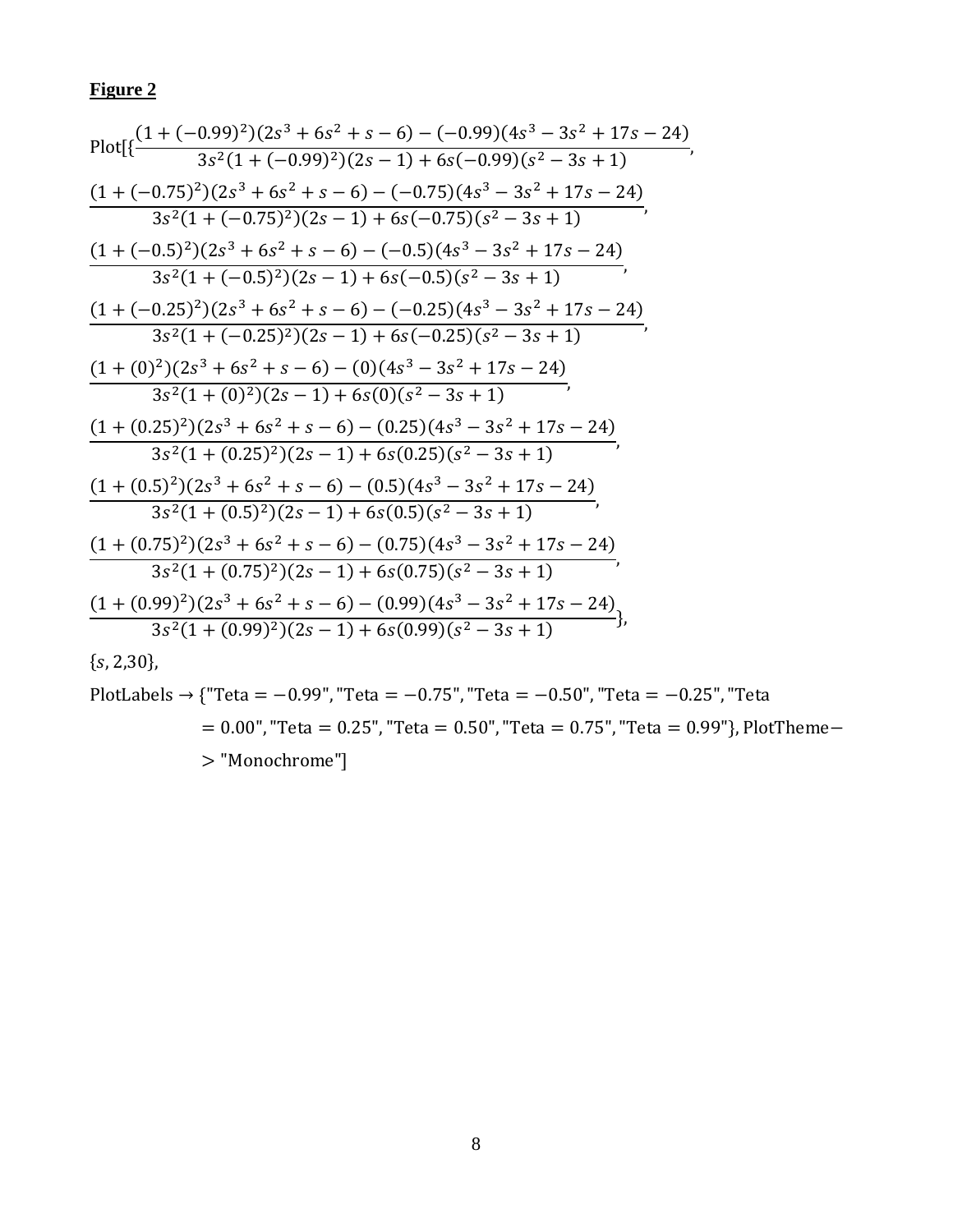**Figure 2**

$$\text{Plot}[\{\frac{(1+(-0.99)^2)(2s^3+6s^2+s-6)-(-0.99)(4s^3-3s^2+17s-24)}{3s^2(1+(-0.99)^2)(2s-1)+6s(-0.99)(s^2-3s+1)},$$

$$\frac{(1+(-0.75)^2)(2s^3+6s^2+s-6)-(-0.75)(4s^3-3s^2+17s-24)}{3s^2(1+(-0.75)^2)(2s-1)+6s(-0.75)(s^2-3s+1)},$$

$$\frac{(1+(-0.5)^2)(2s^3+6s^2+s-6)-(-0.5)(4s^3-3s^2+17s-24)}{3s^2(1+(-0.5)^2)(2s-1)+6s(-0.5)(s^2-3s+1)},$$

$$\frac{(1+(-0.25)^2)(2s^3+6s^2+s-6)-(-0.25)(4s^3-3s^2+17s-24)}{3s^2(1+(-0.25)^2)(2s-1)+6s(-0.25)(s^2-3s+1)},$$

$$\frac{(1+(0)^2)(2s^3+6s^2+s-6)-(0)(4s^3-3s^2+17s-24)}{3s^2(1+(0)^2)(2s-1)+6s(0)(s^2-3s+1)},$$

$$\frac{(1+(0.25)^2)(2s^3+6s^2+s-6)-(0.25)(4s^3-3s^2+17s-24)}{3s^2(1+(0.25)^2)(2s-1)+6s(0.25)(s^2-3s+1)},$$

$$\frac{(1+(0.5)^2)(2s^3+6s^2+s-6)-(0.5)(4s^3-3s^2+17s-24)}{3s^2(1+(0.5)^2)(2s-1)+6s(0.5)(s^2-3s+1)},$$

$$\frac{(1+(0.75)^2)(2s^3+6s^2+s-6)-(0.75)(4s^3-3s^2+17s-24)}{3s^2(1+(0.75)^2)(2s-1)+6s(0.75)(s^2-3s+1)},$$

$$\frac{(1+(0.99)^2)(2s^3+6s^2+s-6)-(0.99)(4s^3-3s^2+17s-24)}{3s^2(1+(0.99)^2)(2s-1)+6s(0.99)(s^2-3s+1)}\},$$

$\{s, 2{,}30\}$,

PlotLabels → {"Teta = −0.99", "Teta = −0.75", "Teta = −0.50", "Teta = −0.25", "Teta = 0.00", "Teta = 0.25", "Teta = 0.50", "Teta = 0.75", "Teta = 0.99"}, PlotTheme− > "Monochrome"]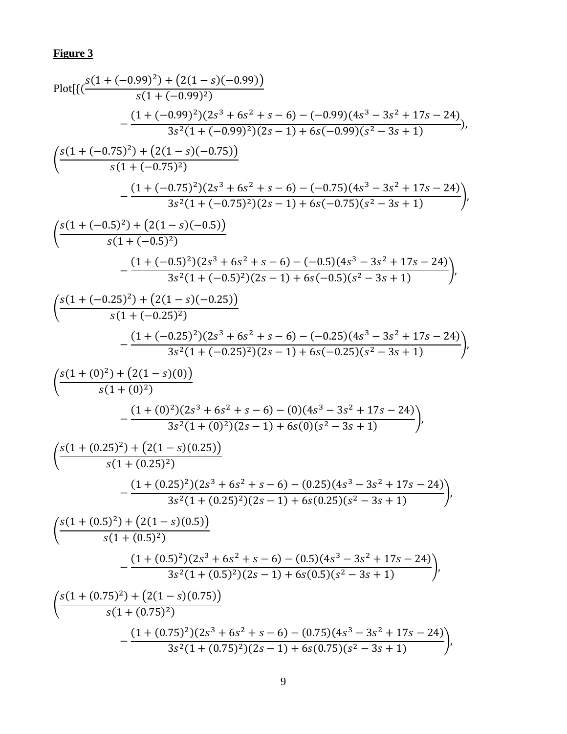**Figure 3**

$$\text{Plot}[\{(\frac{s(1+(-0.99)^2)+(2(1-s)(-0.99))}{s(1+(-0.99)^2)} - \frac{(1+(-0.99)^2)(2s^3+6s^2+s-6)-(-0.99)(4s^3-3s^2+17s-24)}{3s^2(1+(-0.99)^2)(2s-1)+6s(-0.99)(s^2-3s+1)}),$$

$$\left(\frac{s(1+(-0.75)^2)+(2(1-s)(-0.75))}{s(1+(-0.75)^2)} - \frac{(1+(-0.75)^2)(2s^3+6s^2+s-6)-(-0.75)(4s^3-3s^2+17s-24)}{3s^2(1+(-0.75)^2)(2s-1)+6s(-0.75)(s^2-3s+1)}\right),$$

$$\left(\frac{s(1+(-0.5)^2)+(2(1-s)(-0.5))}{s(1+(-0.5)^2)} - \frac{(1+(-0.5)^2)(2s^3+6s^2+s-6)-(-0.5)(4s^3-3s^2+17s-24)}{3s^2(1+(-0.5)^2)(2s-1)+6s(-0.5)(s^2-3s+1)}\right),$$

$$\left(\frac{s(1+(-0.25)^2)+(2(1-s)(-0.25))}{s(1+(-0.25)^2)} - \frac{(1+(-0.25)^2)(2s^3+6s^2+s-6)-(-0.25)(4s^3-3s^2+17s-24)}{3s^2(1+(-0.25)^2)(2s-1)+6s(-0.25)(s^2-3s+1)}\right),$$

$$\left(\frac{s(1+(0)^2)+(2(1-s)(0))}{s(1+(0)^2)} - \frac{(1+(0)^2)(2s^3+6s^2+s-6)-(0)(4s^3-3s^2+17s-24)}{3s^2(1+(0)^2)(2s-1)+6s(0)(s^2-3s+1)}\right),$$

$$\left(\frac{s(1+(0.25)^2)+(2(1-s)(0.25))}{s(1+(0.25)^2)} - \frac{(1+(0.25)^2)(2s^3+6s^2+s-6)-(0.25)(4s^3-3s^2+17s-24)}{3s^2(1+(0.25)^2)(2s-1)+6s(0.25)(s^2-3s+1)}\right),$$

$$\left(\frac{s(1+(0.5)^2)+(2(1-s)(0.5))}{s(1+(0.5)^2)} - \frac{(1+(0.5)^2)(2s^3+6s^2+s-6)-(0.5)(4s^3-3s^2+17s-24)}{3s^2(1+(0.5)^2)(2s-1)+6s(0.5)(s^2-3s+1)}\right),$$

$$\left(\frac{s(1+(0.75)^2)+(2(1-s)(0.75))}{s(1+(0.75)^2)} - \frac{(1+(0.75)^2)(2s^3+6s^2+s-6)-(0.75)(4s^3-3s^2+17s-24)}{3s^2(1+(0.75)^2)(2s-1)+6s(0.75)(s^2-3s+1)}\right),$$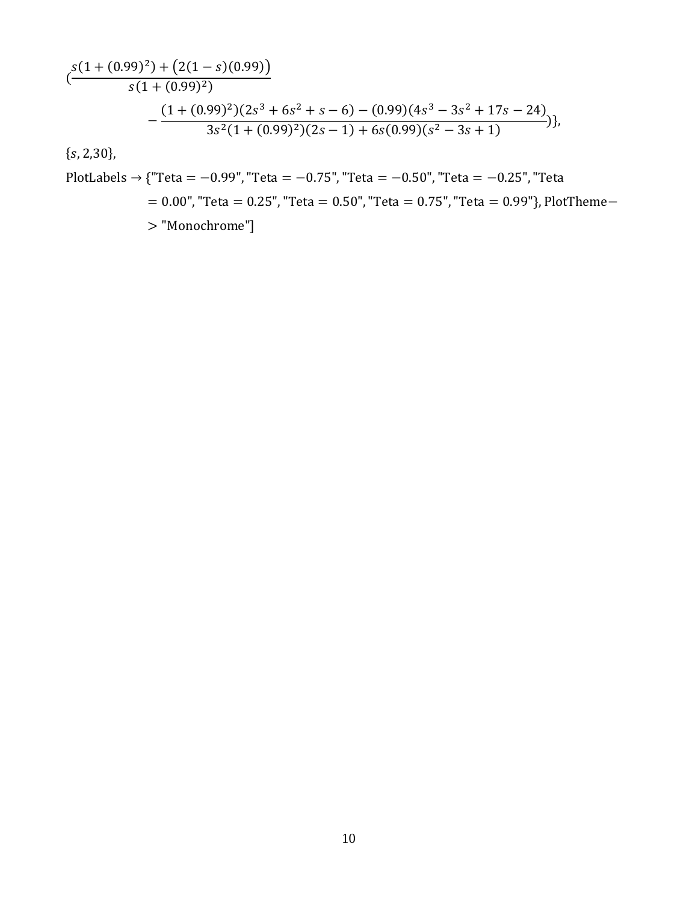$$
(\frac{s(1+(0.99)^2)+\left(2(1-s)(0.99)\right)}{s(1+(0.99)^2)} - \frac{(1+(0.99)^2)(2s^3+6s^2+s-6)-(0.99)(4s^3-3s^2+17s-24)}{3s^2(1+(0.99)^2)(2s-1)+6s(0.99)(s^2-3s+1)})\},
$$

$\{s, 2{,}30\}$,

PlotLabels → {"Teta = −0.99", "Teta = −0.75", "Teta = −0.50", "Teta = −0.25", "Teta = 0.00", "Teta = 0.25", "Teta = 0.50", "Teta = 0.75", "Teta = 0.99"}, PlotTheme−> "Monochrome"]